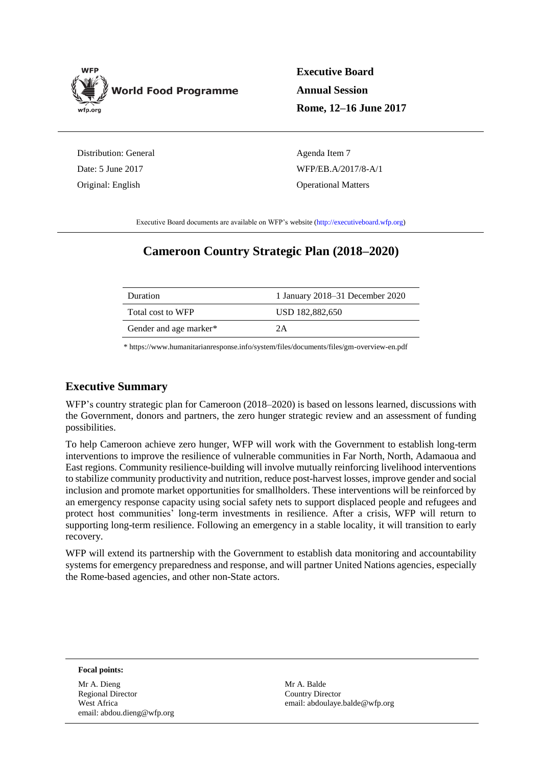WFP World Food Programme wfp.org

**Executive Board**
**Annual Session**
**Rome, 12–16 June 2017**

Distribution: General
Date: 5 June 2017
Original: English

Agenda Item 7
WFP/EB.A/2017/8-A/1
Operational Matters

Executive Board documents are available on WFP's website (http://executiveboard.wfp.org)

# Cameroon Country Strategic Plan (2018–2020)

| Duration | 1 January 2018–31 December 2020 |
|---|---|
| Total cost to WFP | USD 182,882,650 |
| Gender and age marker* | 2A |

* https://www.humanitarianresponse.info/system/files/documents/files/gm-overview-en.pdf

## Executive Summary

WFP's country strategic plan for Cameroon (2018–2020) is based on lessons learned, discussions with the Government, donors and partners, the zero hunger strategic review and an assessment of funding possibilities.

To help Cameroon achieve zero hunger, WFP will work with the Government to establish long-term interventions to improve the resilience of vulnerable communities in Far North, North, Adamaoua and East regions. Community resilience-building will involve mutually reinforcing livelihood interventions to stabilize community productivity and nutrition, reduce post-harvest losses, improve gender and social inclusion and promote market opportunities for smallholders. These interventions will be reinforced by an emergency response capacity using social safety nets to support displaced people and refugees and protect host communities' long-term investments in resilience. After a crisis, WFP will return to supporting long-term resilience. Following an emergency in a stable locality, it will transition to early recovery.

WFP will extend its partnership with the Government to establish data monitoring and accountability systems for emergency preparedness and response, and will partner United Nations agencies, especially the Rome-based agencies, and other non-State actors.

**Focal points:**

Mr A. Dieng
Regional Director
West Africa
email: abdou.dieng@wfp.org

Mr A. Balde
Country Director
email: abdoulaye.balde@wfp.org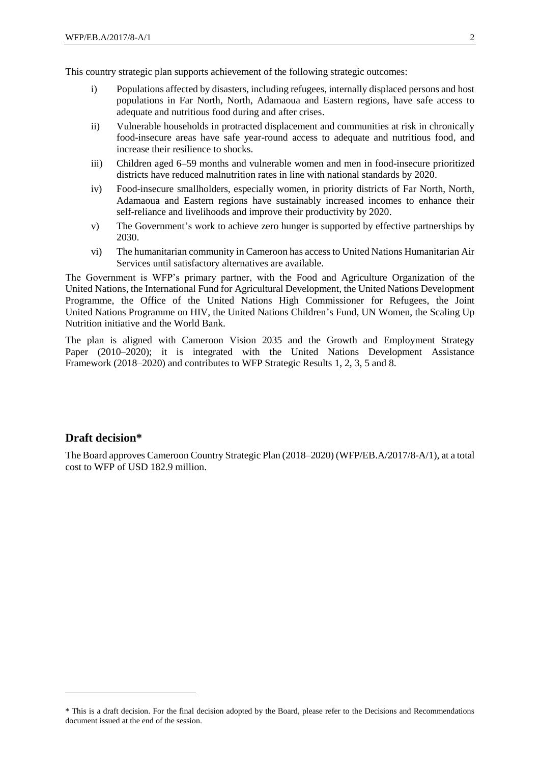This country strategic plan supports achievement of the following strategic outcomes:

i) Populations affected by disasters, including refugees, internally displaced persons and host populations in Far North, North, Adamaoua and Eastern regions, have safe access to adequate and nutritious food during and after crises.

ii) Vulnerable households in protracted displacement and communities at risk in chronically food-insecure areas have safe year-round access to adequate and nutritious food, and increase their resilience to shocks.

iii) Children aged 6–59 months and vulnerable women and men in food-insecure prioritized districts have reduced malnutrition rates in line with national standards by 2020.

iv) Food-insecure smallholders, especially women, in priority districts of Far North, North, Adamaoua and Eastern regions have sustainably increased incomes to enhance their self-reliance and livelihoods and improve their productivity by 2020.

v) The Government's work to achieve zero hunger is supported by effective partnerships by 2030.

vi) The humanitarian community in Cameroon has access to United Nations Humanitarian Air Services until satisfactory alternatives are available.

The Government is WFP's primary partner, with the Food and Agriculture Organization of the United Nations, the International Fund for Agricultural Development, the United Nations Development Programme, the Office of the United Nations High Commissioner for Refugees, the Joint United Nations Programme on HIV, the United Nations Children's Fund, UN Women, the Scaling Up Nutrition initiative and the World Bank.

The plan is aligned with Cameroon Vision 2035 and the Growth and Employment Strategy Paper (2010–2020); it is integrated with the United Nations Development Assistance Framework (2018–2020) and contributes to WFP Strategic Results 1, 2, 3, 5 and 8.

## Draft decision*

The Board approves Cameroon Country Strategic Plan (2018–2020) (WFP/EB.A/2017/8-A/1), at a total cost to WFP of USD 182.9 million.

---

* This is a draft decision. For the final decision adopted by the Board, please refer to the Decisions and Recommendations document issued at the end of the session.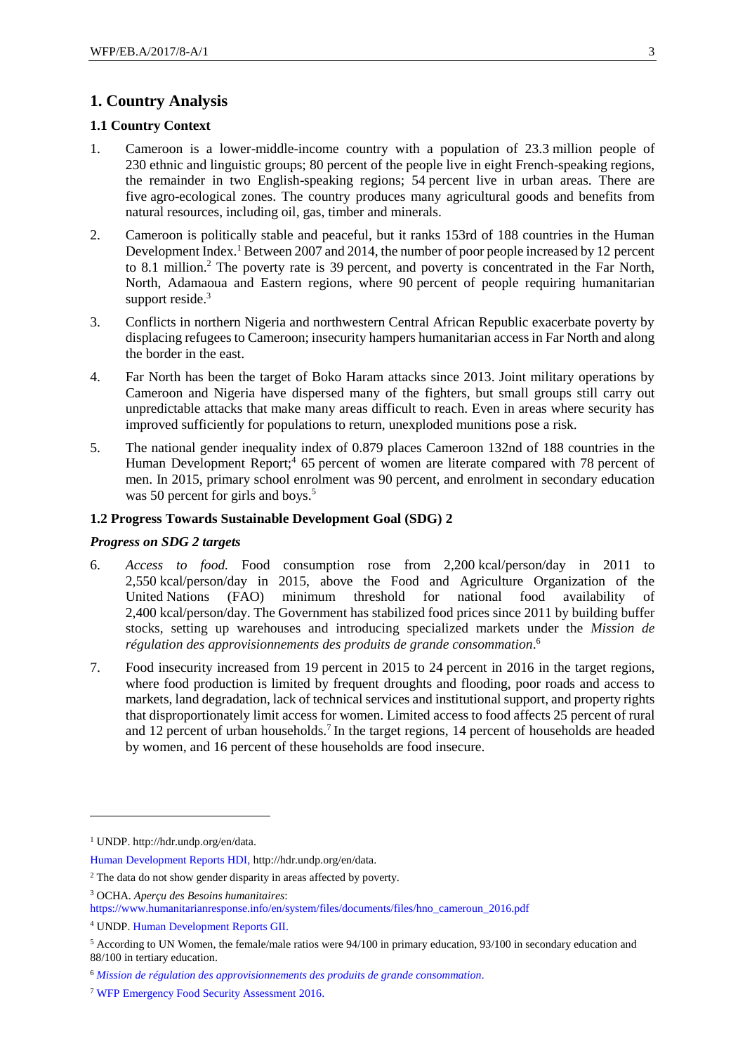# 1. Country Analysis

## 1.1 Country Context

1. Cameroon is a lower-middle-income country with a population of 23.3 million people of 230 ethnic and linguistic groups; 80 percent of the people live in eight French-speaking regions, the remainder in two English-speaking regions; 54 percent live in urban areas. There are five agro-ecological zones. The country produces many agricultural goods and benefits from natural resources, including oil, gas, timber and minerals.

2. Cameroon is politically stable and peaceful, but it ranks 153rd of 188 countries in the Human Development Index.[1] Between 2007 and 2014, the number of poor people increased by 12 percent to 8.1 million.[2] The poverty rate is 39 percent, and poverty is concentrated in the Far North, North, Adamaoua and Eastern regions, where 90 percent of people requiring humanitarian support reside.[3]

3. Conflicts in northern Nigeria and northwestern Central African Republic exacerbate poverty by displacing refugees to Cameroon; insecurity hampers humanitarian access in Far North and along the border in the east.

4. Far North has been the target of Boko Haram attacks since 2013. Joint military operations by Cameroon and Nigeria have dispersed many of the fighters, but small groups still carry out unpredictable attacks that make many areas difficult to reach. Even in areas where security has improved sufficiently for populations to return, unexploded munitions pose a risk.

5. The national gender inequality index of 0.879 places Cameroon 132nd of 188 countries in the Human Development Report;[4] 65 percent of women are literate compared with 78 percent of men. In 2015, primary school enrolment was 90 percent, and enrolment in secondary education was 50 percent for girls and boys.[5]

## 1.2 Progress Towards Sustainable Development Goal (SDG) 2

### *Progress on SDG 2 targets*

6. *Access to food.* Food consumption rose from 2,200 kcal/person/day in 2011 to 2,550 kcal/person/day in 2015, above the Food and Agriculture Organization of the United Nations (FAO) minimum threshold for national food availability of 2,400 kcal/person/day. The Government has stabilized food prices since 2011 by building buffer stocks, setting up warehouses and introducing specialized markets under the *Mission de régulation des approvisionnements des produits de grande consommation*.[6]

7. Food insecurity increased from 19 percent in 2015 to 24 percent in 2016 in the target regions, where food production is limited by frequent droughts and flooding, poor roads and access to markets, land degradation, lack of technical services and institutional support, and property rights that disproportionately limit access for women. Limited access to food affects 25 percent of rural and 12 percent of urban households.[7] In the target regions, 14 percent of households are headed by women, and 16 percent of these households are food insecure.

---

[1] UNDP. http://hdr.undp.org/en/data.

Human Development Reports HDI, http://hdr.undp.org/en/data.

[2] The data do not show gender disparity in areas affected by poverty.

[3] OCHA. *Aperçu des Besoins humanitaires*: https://www.humanitarianresponse.info/en/system/files/documents/files/hno_cameroun_2016.pdf

[4] UNDP. Human Development Reports GII.

[5] According to UN Women, the female/male ratios were 94/100 in primary education, 93/100 in secondary education and 88/100 in tertiary education.

[6] *Mission de régulation des approvisionnements des produits de grande consommation.*

[7] WFP Emergency Food Security Assessment 2016.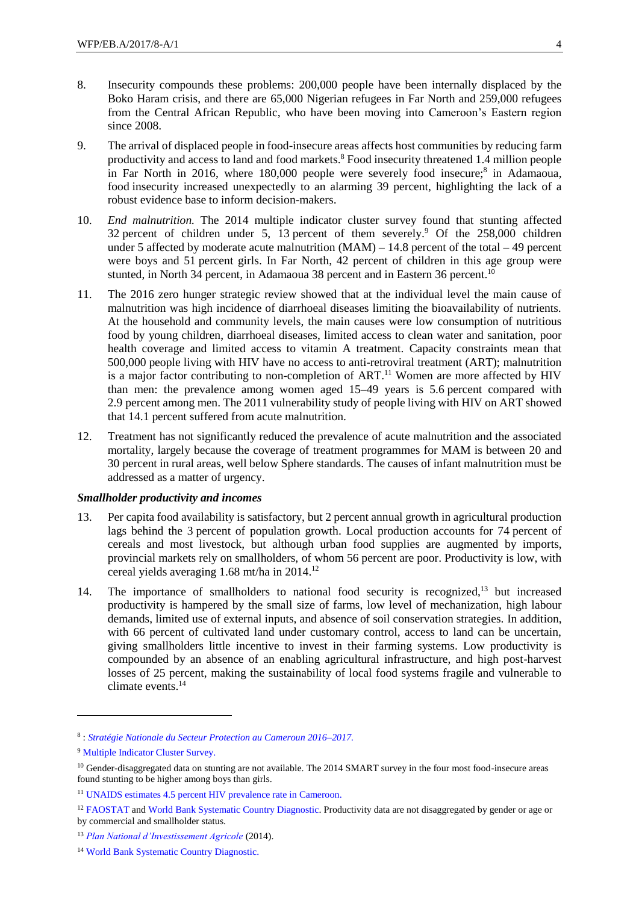8. Insecurity compounds these problems: 200,000 people have been internally displaced by the Boko Haram crisis, and there are 65,000 Nigerian refugees in Far North and 259,000 refugees from the Central African Republic, who have been moving into Cameroon's Eastern region since 2008.

9. The arrival of displaced people in food-insecure areas affects host communities by reducing farm productivity and access to land and food markets.[8] Food insecurity threatened 1.4 million people in Far North in 2016, where 180,000 people were severely food insecure;[8] in Adamaoua, food insecurity increased unexpectedly to an alarming 39 percent, highlighting the lack of a robust evidence base to inform decision-makers.

10. *End malnutrition.* The 2014 multiple indicator cluster survey found that stunting affected 32 percent of children under 5, 13 percent of them severely.[9] Of the 258,000 children under 5 affected by moderate acute malnutrition (MAM) – 14.8 percent of the total – 49 percent were boys and 51 percent girls. In Far North, 42 percent of children in this age group were stunted, in North 34 percent, in Adamaoua 38 percent and in Eastern 36 percent.[10]

11. The 2016 zero hunger strategic review showed that at the individual level the main cause of malnutrition was high incidence of diarrhoeal diseases limiting the bioavailability of nutrients. At the household and community levels, the main causes were low consumption of nutritious food by young children, diarrhoeal diseases, limited access to clean water and sanitation, poor health coverage and limited access to vitamin A treatment. Capacity constraints mean that 500,000 people living with HIV have no access to anti-retroviral treatment (ART); malnutrition is a major factor contributing to non-completion of ART.[11] Women are more affected by HIV than men: the prevalence among women aged 15–49 years is 5.6 percent compared with 2.9 percent among men. The 2011 vulnerability study of people living with HIV on ART showed that 14.1 percent suffered from acute malnutrition.

12. Treatment has not significantly reduced the prevalence of acute malnutrition and the associated mortality, largely because the coverage of treatment programmes for MAM is between 20 and 30 percent in rural areas, well below Sphere standards. The causes of infant malnutrition must be addressed as a matter of urgency.

### *Smallholder productivity and incomes*

13. Per capita food availability is satisfactory, but 2 percent annual growth in agricultural production lags behind the 3 percent of population growth. Local production accounts for 74 percent of cereals and most livestock, but although urban food supplies are augmented by imports, provincial markets rely on smallholders, of whom 56 percent are poor. Productivity is low, with cereal yields averaging 1.68 mt/ha in 2014.[12]

14. The importance of smallholders to national food security is recognized,[13] but increased productivity is hampered by the small size of farms, low level of mechanization, high labour demands, limited use of external inputs, and absence of soil conservation strategies. In addition, with 66 percent of cultivated land under customary control, access to land can be uncertain, giving smallholders little incentive to invest in their farming systems. Low productivity is compounded by an absence of an enabling agricultural infrastructure, and high post-harvest losses of 25 percent, making the sustainability of local food systems fragile and vulnerable to climate events.[14]

---

[8] : *Stratégie Nationale du Secteur Protection au Cameroun 2016–2017.*

[9] Multiple Indicator Cluster Survey.

[10] Gender-disaggregated data on stunting are not available. The 2014 SMART survey in the four most food-insecure areas found stunting to be higher among boys than girls.

[11] UNAIDS estimates 4.5 percent HIV prevalence rate in Cameroon.

[12] FAOSTAT and World Bank Systematic Country Diagnostic. Productivity data are not disaggregated by gender or age or by commercial and smallholder status.

[13] *Plan National d'Investissement Agricole* (2014).

[14] World Bank Systematic Country Diagnostic.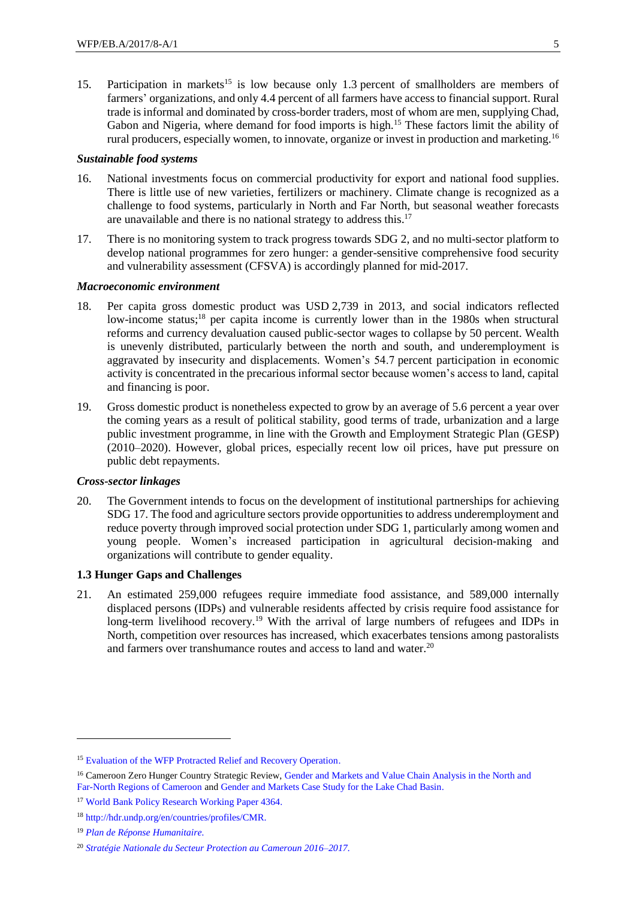15. Participation in markets[15] is low because only 1.3 percent of smallholders are members of farmers' organizations, and only 4.4 percent of all farmers have access to financial support. Rural trade is informal and dominated by cross-border traders, most of whom are men, supplying Chad, Gabon and Nigeria, where demand for food imports is high.[15] These factors limit the ability of rural producers, especially women, to innovate, organize or invest in production and marketing.[16]

***Sustainable food systems***

16. National investments focus on commercial productivity for export and national food supplies. There is little use of new varieties, fertilizers or machinery. Climate change is recognized as a challenge to food systems, particularly in North and Far North, but seasonal weather forecasts are unavailable and there is no national strategy to address this.[17]

17. There is no monitoring system to track progress towards SDG 2, and no multi-sector platform to develop national programmes for zero hunger: a gender-sensitive comprehensive food security and vulnerability assessment (CFSVA) is accordingly planned for mid-2017.

***Macroeconomic environment***

18. Per capita gross domestic product was USD 2,739 in 2013, and social indicators reflected low-income status;[18] per capita income is currently lower than in the 1980s when structural reforms and currency devaluation caused public-sector wages to collapse by 50 percent. Wealth is unevenly distributed, particularly between the north and south, and underemployment is aggravated by insecurity and displacements. Women's 54.7 percent participation in economic activity is concentrated in the precarious informal sector because women's access to land, capital and financing is poor.

19. Gross domestic product is nonetheless expected to grow by an average of 5.6 percent a year over the coming years as a result of political stability, good terms of trade, urbanization and a large public investment programme, in line with the Growth and Employment Strategic Plan (GESP) (2010–2020). However, global prices, especially recent low oil prices, have put pressure on public debt repayments.

***Cross-sector linkages***

20. The Government intends to focus on the development of institutional partnerships for achieving SDG 17. The food and agriculture sectors provide opportunities to address underemployment and reduce poverty through improved social protection under SDG 1, particularly among women and young people. Women's increased participation in agricultural decision-making and organizations will contribute to gender equality.

**1.3 Hunger Gaps and Challenges**

21. An estimated 259,000 refugees require immediate food assistance, and 589,000 internally displaced persons (IDPs) and vulnerable residents affected by crisis require food assistance for long-term livelihood recovery.[19] With the arrival of large numbers of refugees and IDPs in North, competition over resources has increased, which exacerbates tensions among pastoralists and farmers over transhumance routes and access to land and water.[20]

---

[15] Evaluation of the WFP Protracted Relief and Recovery Operation.

[16] Cameroon Zero Hunger Country Strategic Review, Gender and Markets and Value Chain Analysis in the North and Far-North Regions of Cameroon and Gender and Markets Case Study for the Lake Chad Basin.

[17] World Bank Policy Research Working Paper 4364.

[18] http://hdr.undp.org/en/countries/profiles/CMR.

[19] *Plan de Réponse Humanitaire.*

[20] *Stratégie Nationale du Secteur Protection au Cameroun 2016–2017.*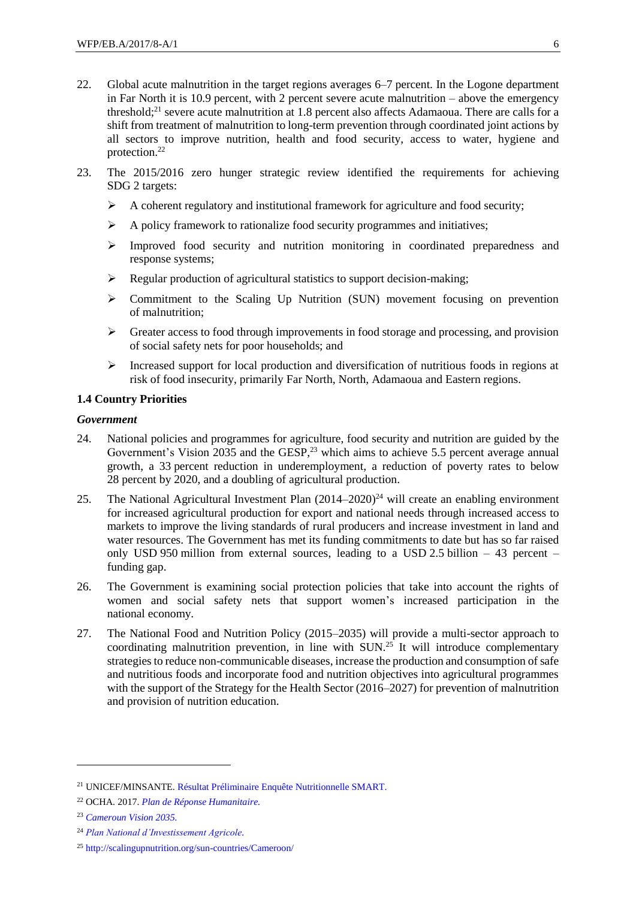22. Global acute malnutrition in the target regions averages 6–7 percent. In the Logone department in Far North it is 10.9 percent, with 2 percent severe acute malnutrition – above the emergency threshold;[21] severe acute malnutrition at 1.8 percent also affects Adamaoua. There are calls for a shift from treatment of malnutrition to long-term prevention through coordinated joint actions by all sectors to improve nutrition, health and food security, access to water, hygiene and protection.[22]

23. The 2015/2016 zero hunger strategic review identified the requirements for achieving SDG 2 targets:

    - A coherent regulatory and institutional framework for agriculture and food security;
    - A policy framework to rationalize food security programmes and initiatives;
    - Improved food security and nutrition monitoring in coordinated preparedness and response systems;
    - Regular production of agricultural statistics to support decision-making;
    - Commitment to the Scaling Up Nutrition (SUN) movement focusing on prevention of malnutrition;
    - Greater access to food through improvements in food storage and processing, and provision of social safety nets for poor households; and
    - Increased support for local production and diversification of nutritious foods in regions at risk of food insecurity, primarily Far North, North, Adamaoua and Eastern regions.

### 1.4 Country Priorities

#### *Government*

24. National policies and programmes for agriculture, food security and nutrition are guided by the Government's Vision 2035 and the GESP,[23] which aims to achieve 5.5 percent average annual growth, a 33 percent reduction in underemployment, a reduction of poverty rates to below 28 percent by 2020, and a doubling of agricultural production.

25. The National Agricultural Investment Plan (2014–2020)[24] will create an enabling environment for increased agricultural production for export and national needs through increased access to markets to improve the living standards of rural producers and increase investment in land and water resources. The Government has met its funding commitments to date but has so far raised only USD 950 million from external sources, leading to a USD 2.5 billion – 43 percent – funding gap.

26. The Government is examining social protection policies that take into account the rights of women and social safety nets that support women's increased participation in the national economy.

27. The National Food and Nutrition Policy (2015–2035) will provide a multi-sector approach to coordinating malnutrition prevention, in line with SUN.[25] It will introduce complementary strategies to reduce non-communicable diseases, increase the production and consumption of safe and nutritious foods and incorporate food and nutrition objectives into agricultural programmes with the support of the Strategy for the Health Sector (2016–2027) for prevention of malnutrition and provision of nutrition education.

---

[21] UNICEF/MINSANTE. Résultat Préliminaire Enquête Nutritionnelle SMART.

[22] OCHA. 2017. *Plan de Réponse Humanitaire.*

[23] *Cameroun Vision 2035.*

[24] *Plan National d'Investissement Agricole.*

[25] http://scalingupnutrition.org/sun-countries/Cameroon/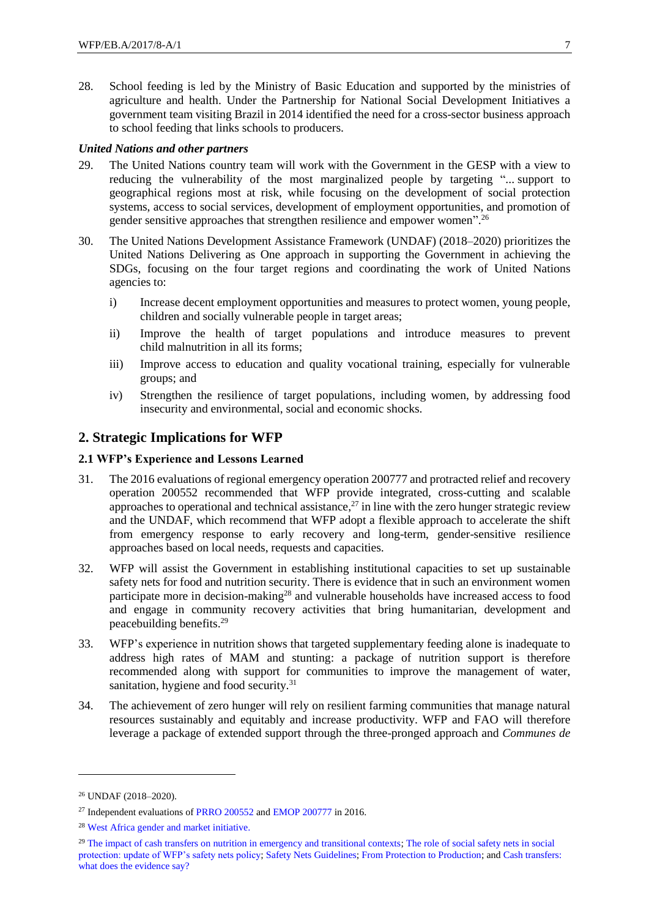28. School feeding is led by the Ministry of Basic Education and supported by the ministries of agriculture and health. Under the Partnership for National Social Development Initiatives a government team visiting Brazil in 2014 identified the need for a cross-sector business approach to school feeding that links schools to producers.

***United Nations and other partners***

29. The United Nations country team will work with the Government in the GESP with a view to reducing the vulnerability of the most marginalized people by targeting "... support to geographical regions most at risk, while focusing on the development of social protection systems, access to social services, development of employment opportunities, and promotion of gender sensitive approaches that strengthen resilience and empower women".[26]

30. The United Nations Development Assistance Framework (UNDAF) (2018–2020) prioritizes the United Nations Delivering as One approach in supporting the Government in achieving the SDGs, focusing on the four target regions and coordinating the work of United Nations agencies to:

    i) Increase decent employment opportunities and measures to protect women, young people, children and socially vulnerable people in target areas;

    ii) Improve the health of target populations and introduce measures to prevent child malnutrition in all its forms;

    iii) Improve access to education and quality vocational training, especially for vulnerable groups; and

    iv) Strengthen the resilience of target populations, including women, by addressing food insecurity and environmental, social and economic shocks.

## 2. Strategic Implications for WFP

### 2.1 WFP's Experience and Lessons Learned

31. The 2016 evaluations of regional emergency operation 200777 and protracted relief and recovery operation 200552 recommended that WFP provide integrated, cross-cutting and scalable approaches to operational and technical assistance,[27] in line with the zero hunger strategic review and the UNDAF, which recommend that WFP adopt a flexible approach to accelerate the shift from emergency response to early recovery and long-term, gender-sensitive resilience approaches based on local needs, requests and capacities.

32. WFP will assist the Government in establishing institutional capacities to set up sustainable safety nets for food and nutrition security. There is evidence that in such an environment women participate more in decision-making[28] and vulnerable households have increased access to food and engage in community recovery activities that bring humanitarian, development and peacebuilding benefits.[29]

33. WFP's experience in nutrition shows that targeted supplementary feeding alone is inadequate to address high rates of MAM and stunting: a package of nutrition support is therefore recommended along with support for communities to improve the management of water, sanitation, hygiene and food security.[31]

34. The achievement of zero hunger will rely on resilient farming communities that manage natural resources sustainably and equitably and increase productivity. WFP and FAO will therefore leverage a package of extended support through the three-pronged approach and *Communes de*

---

[26] UNDAF (2018–2020).

[27] Independent evaluations of PRRO 200552 and EMOP 200777 in 2016.

[28] West Africa gender and market initiative.

[29] The impact of cash transfers on nutrition in emergency and transitional contexts; The role of social safety nets in social protection: update of WFP's safety nets policy; Safety Nets Guidelines; From Protection to Production; and Cash transfers: what does the evidence say?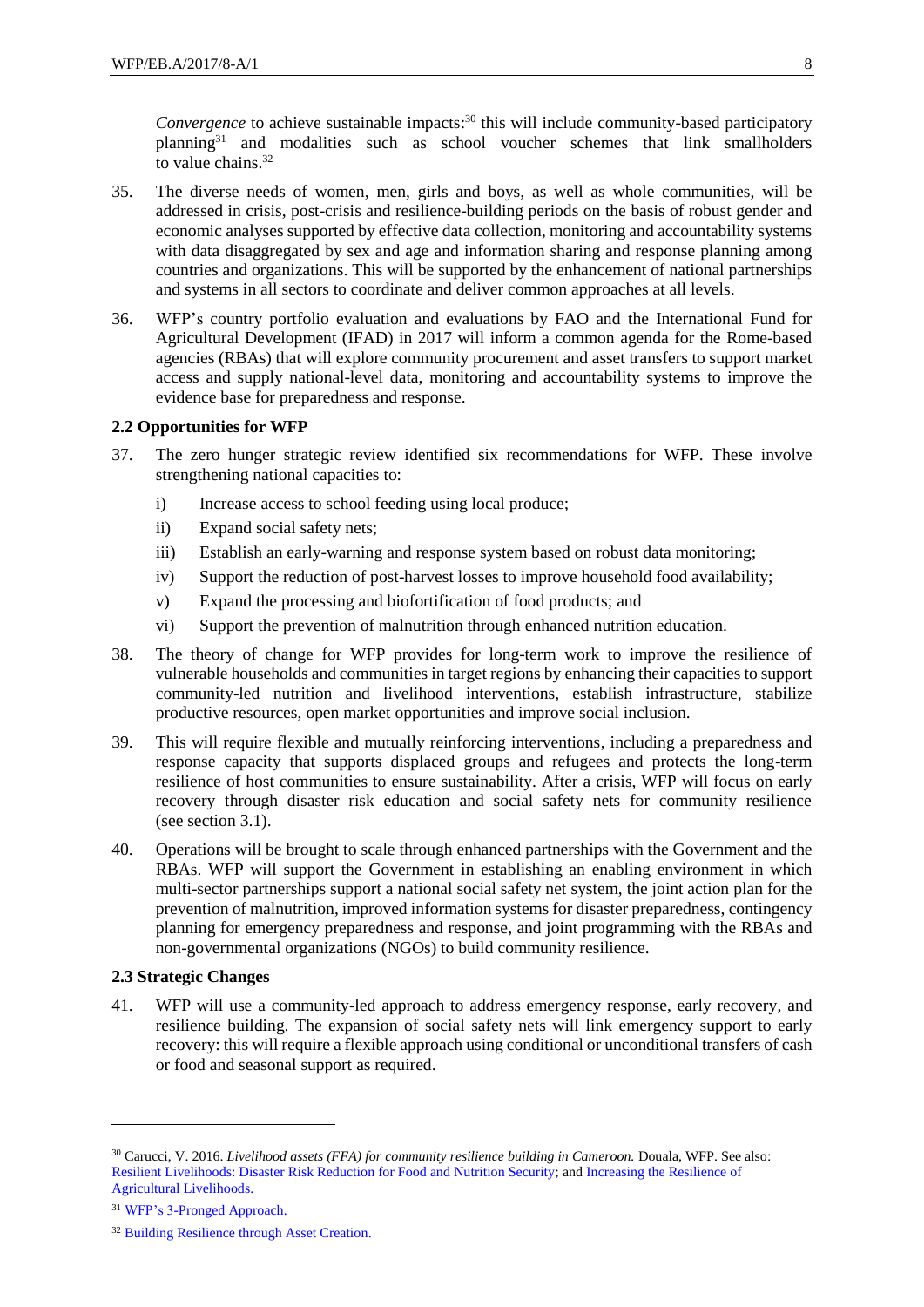*Convergence* to achieve sustainable impacts:[30] this will include community-based participatory planning[31] and modalities such as school voucher schemes that link smallholders to value chains.[32]

35. The diverse needs of women, men, girls and boys, as well as whole communities, will be addressed in crisis, post-crisis and resilience-building periods on the basis of robust gender and economic analyses supported by effective data collection, monitoring and accountability systems with data disaggregated by sex and age and information sharing and response planning among countries and organizations. This will be supported by the enhancement of national partnerships and systems in all sectors to coordinate and deliver common approaches at all levels.

36. WFP's country portfolio evaluation and evaluations by FAO and the International Fund for Agricultural Development (IFAD) in 2017 will inform a common agenda for the Rome-based agencies (RBAs) that will explore community procurement and asset transfers to support market access and supply national-level data, monitoring and accountability systems to improve the evidence base for preparedness and response.

### 2.2 Opportunities for WFP

37. The zero hunger strategic review identified six recommendations for WFP. These involve strengthening national capacities to:

    i) Increase access to school feeding using local produce;
    ii) Expand social safety nets;
    iii) Establish an early-warning and response system based on robust data monitoring;
    iv) Support the reduction of post-harvest losses to improve household food availability;
    v) Expand the processing and biofortification of food products; and
    vi) Support the prevention of malnutrition through enhanced nutrition education.

38. The theory of change for WFP provides for long-term work to improve the resilience of vulnerable households and communities in target regions by enhancing their capacities to support community-led nutrition and livelihood interventions, establish infrastructure, stabilize productive resources, open market opportunities and improve social inclusion.

39. This will require flexible and mutually reinforcing interventions, including a preparedness and response capacity that supports displaced groups and refugees and protects the long-term resilience of host communities to ensure sustainability. After a crisis, WFP will focus on early recovery through disaster risk education and social safety nets for community resilience (see section 3.1).

40. Operations will be brought to scale through enhanced partnerships with the Government and the RBAs. WFP will support the Government in establishing an enabling environment in which multi-sector partnerships support a national social safety net system, the joint action plan for the prevention of malnutrition, improved information systems for disaster preparedness, contingency planning for emergency preparedness and response, and joint programming with the RBAs and non-governmental organizations (NGOs) to build community resilience.

### 2.3 Strategic Changes

41. WFP will use a community-led approach to address emergency response, early recovery, and resilience building. The expansion of social safety nets will link emergency support to early recovery: this will require a flexible approach using conditional or unconditional transfers of cash or food and seasonal support as required.

---

[30] Carucci, V. 2016. *Livelihood assets (FFA) for community resilience building in Cameroon.* Douala, WFP. See also: Resilient Livelihoods: Disaster Risk Reduction for Food and Nutrition Security; and Increasing the Resilience of Agricultural Livelihoods.

[31] WFP's 3-Pronged Approach.

[32] Building Resilience through Asset Creation.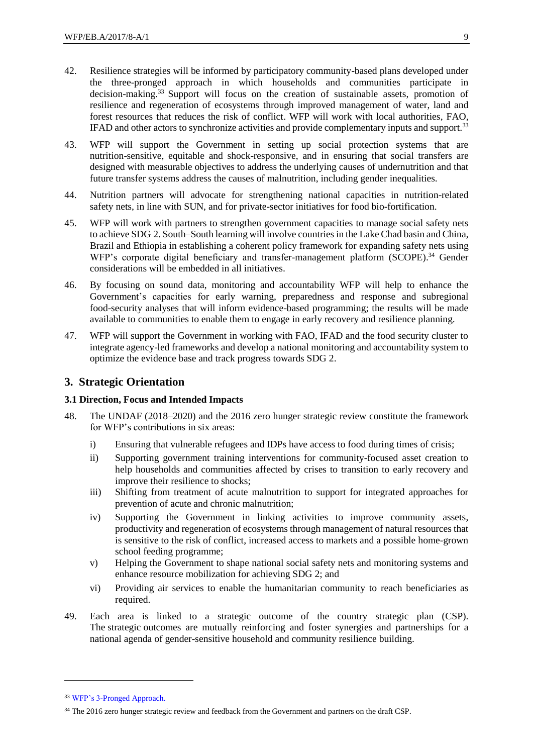42. Resilience strategies will be informed by participatory community-based plans developed under the three-pronged approach in which households and communities participate in decision-making.[33] Support will focus on the creation of sustainable assets, promotion of resilience and regeneration of ecosystems through improved management of water, land and forest resources that reduces the risk of conflict. WFP will work with local authorities, FAO, IFAD and other actors to synchronize activities and provide complementary inputs and support.[33]

43. WFP will support the Government in setting up social protection systems that are nutrition-sensitive, equitable and shock-responsive, and in ensuring that social transfers are designed with measurable objectives to address the underlying causes of undernutrition and that future transfer systems address the causes of malnutrition, including gender inequalities.

44. Nutrition partners will advocate for strengthening national capacities in nutrition-related safety nets, in line with SUN, and for private-sector initiatives for food bio-fortification.

45. WFP will work with partners to strengthen government capacities to manage social safety nets to achieve SDG 2. South–South learning will involve countries in the Lake Chad basin and China, Brazil and Ethiopia in establishing a coherent policy framework for expanding safety nets using WFP's corporate digital beneficiary and transfer-management platform (SCOPE).[34] Gender considerations will be embedded in all initiatives.

46. By focusing on sound data, monitoring and accountability WFP will help to enhance the Government's capacities for early warning, preparedness and response and subregional food-security analyses that will inform evidence-based programming; the results will be made available to communities to enable them to engage in early recovery and resilience planning.

47. WFP will support the Government in working with FAO, IFAD and the food security cluster to integrate agency-led frameworks and develop a national monitoring and accountability system to optimize the evidence base and track progress towards SDG 2.

## 3. Strategic Orientation

### 3.1 Direction, Focus and Intended Impacts

48. The UNDAF (2018–2020) and the 2016 zero hunger strategic review constitute the framework for WFP's contributions in six areas:

    i) Ensuring that vulnerable refugees and IDPs have access to food during times of crisis;

    ii) Supporting government training interventions for community-focused asset creation to help households and communities affected by crises to transition to early recovery and improve their resilience to shocks;

    iii) Shifting from treatment of acute malnutrition to support for integrated approaches for prevention of acute and chronic malnutrition;

    iv) Supporting the Government in linking activities to improve community assets, productivity and regeneration of ecosystems through management of natural resources that is sensitive to the risk of conflict, increased access to markets and a possible home-grown school feeding programme;

    v) Helping the Government to shape national social safety nets and monitoring systems and enhance resource mobilization for achieving SDG 2; and

    vi) Providing air services to enable the humanitarian community to reach beneficiaries as required.

49. Each area is linked to a strategic outcome of the country strategic plan (CSP). The strategic outcomes are mutually reinforcing and foster synergies and partnerships for a national agenda of gender-sensitive household and community resilience building.

---

[33] WFP's 3-Pronged Approach.

[34] The 2016 zero hunger strategic review and feedback from the Government and partners on the draft CSP.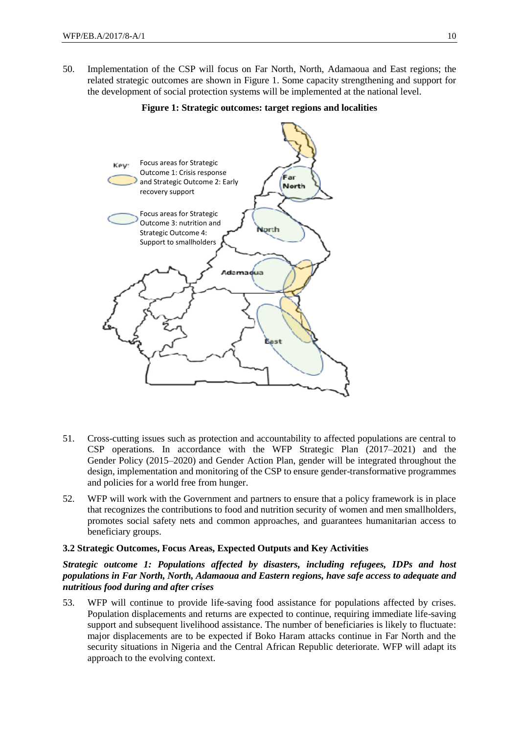50. Implementation of the CSP will focus on Far North, North, Adamaoua and East regions; the related strategic outcomes are shown in Figure 1. Some capacity strengthening and support for the development of social protection systems will be implemented at the national level.

**Figure 1: Strategic outcomes: target regions and localities**

51. Cross-cutting issues such as protection and accountability to affected populations are central to CSP operations. In accordance with the WFP Strategic Plan (2017–2021) and the Gender Policy (2015–2020) and Gender Action Plan, gender will be integrated throughout the design, implementation and monitoring of the CSP to ensure gender-transformative programmes and policies for a world free from hunger.

52. WFP will work with the Government and partners to ensure that a policy framework is in place that recognizes the contributions to food and nutrition security of women and men smallholders, promotes social safety nets and common approaches, and guarantees humanitarian access to beneficiary groups.

### 3.2 Strategic Outcomes, Focus Areas, Expected Outputs and Key Activities

***Strategic outcome 1: Populations affected by disasters, including refugees, IDPs and host populations in Far North, North, Adamaoua and Eastern regions, have safe access to adequate and nutritious food during and after crises***

53. WFP will continue to provide life-saving food assistance for populations affected by crises. Population displacements and returns are expected to continue, requiring immediate life-saving support and subsequent livelihood assistance. The number of beneficiaries is likely to fluctuate: major displacements are to be expected if Boko Haram attacks continue in Far North and the security situations in Nigeria and the Central African Republic deteriorate. WFP will adapt its approach to the evolving context.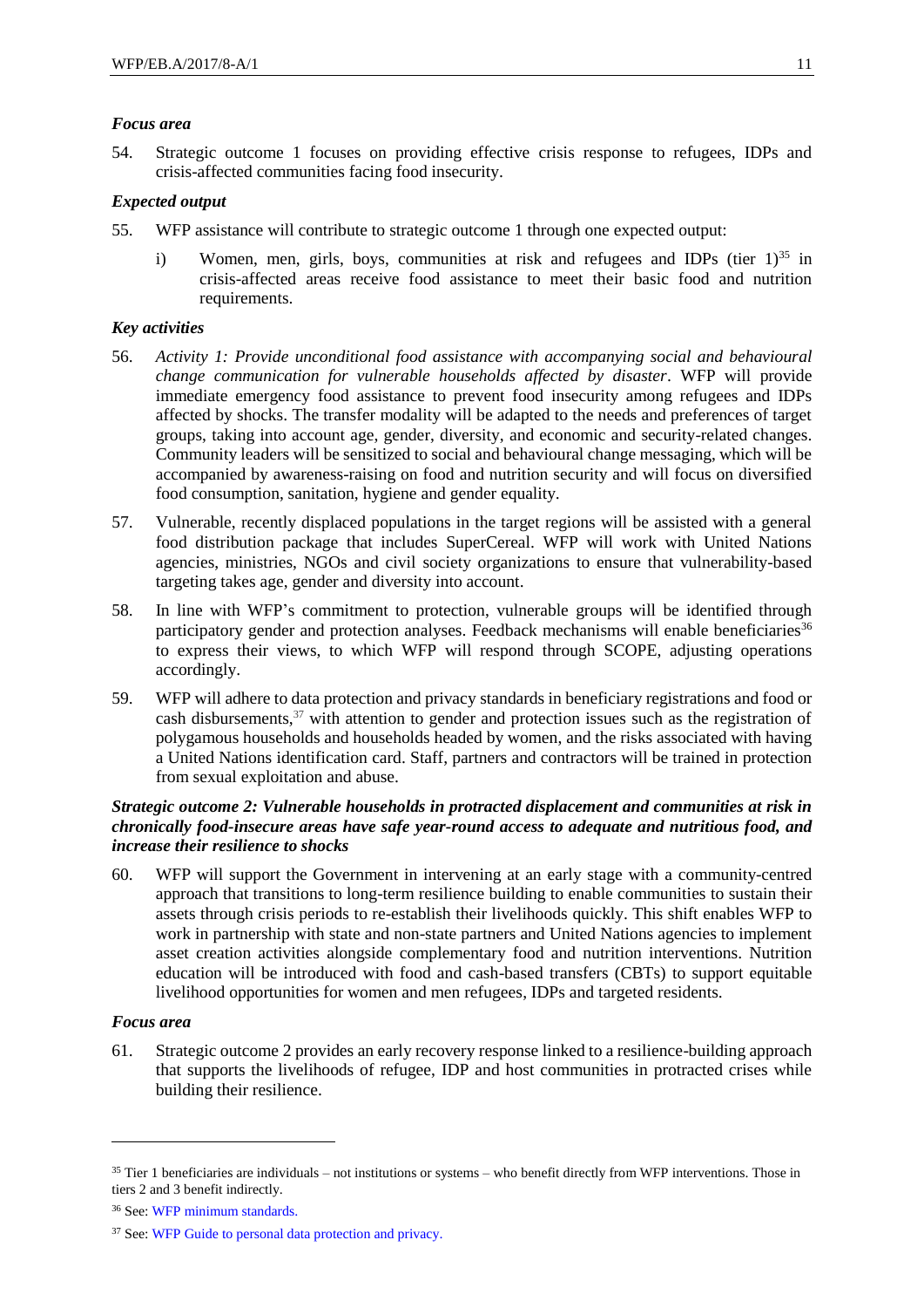### *Focus area*

54. Strategic outcome 1 focuses on providing effective crisis response to refugees, IDPs and crisis-affected communities facing food insecurity.

### *Expected output*

55. WFP assistance will contribute to strategic outcome 1 through one expected output:

    i) Women, men, girls, boys, communities at risk and refugees and IDPs (tier 1)[35] in crisis-affected areas receive food assistance to meet their basic food and nutrition requirements.

### *Key activities*

56. *Activity 1: Provide unconditional food assistance with accompanying social and behavioural change communication for vulnerable households affected by disaster*. WFP will provide immediate emergency food assistance to prevent food insecurity among refugees and IDPs affected by shocks. The transfer modality will be adapted to the needs and preferences of target groups, taking into account age, gender, diversity, and economic and security-related changes. Community leaders will be sensitized to social and behavioural change messaging, which will be accompanied by awareness-raising on food and nutrition security and will focus on diversified food consumption, sanitation, hygiene and gender equality.

57. Vulnerable, recently displaced populations in the target regions will be assisted with a general food distribution package that includes SuperCereal. WFP will work with United Nations agencies, ministries, NGOs and civil society organizations to ensure that vulnerability-based targeting takes age, gender and diversity into account.

58. In line with WFP's commitment to protection, vulnerable groups will be identified through participatory gender and protection analyses. Feedback mechanisms will enable beneficiaries[36] to express their views, to which WFP will respond through SCOPE, adjusting operations accordingly.

59. WFP will adhere to data protection and privacy standards in beneficiary registrations and food or cash disbursements,[37] with attention to gender and protection issues such as the registration of polygamous households and households headed by women, and the risks associated with having a United Nations identification card. Staff, partners and contractors will be trained in protection from sexual exploitation and abuse.

### ***Strategic outcome 2: Vulnerable households in protracted displacement and communities at risk in chronically food-insecure areas have safe year-round access to adequate and nutritious food, and increase their resilience to shocks***

60. WFP will support the Government in intervening at an early stage with a community-centred approach that transitions to long-term resilience building to enable communities to sustain their assets through crisis periods to re-establish their livelihoods quickly. This shift enables WFP to work in partnership with state and non-state partners and United Nations agencies to implement asset creation activities alongside complementary food and nutrition interventions. Nutrition education will be introduced with food and cash-based transfers (CBTs) to support equitable livelihood opportunities for women and men refugees, IDPs and targeted residents.

### *Focus area*

61. Strategic outcome 2 provides an early recovery response linked to a resilience-building approach that supports the livelihoods of refugee, IDP and host communities in protracted crises while building their resilience.

---

[35] Tier 1 beneficiaries are individuals – not institutions or systems – who benefit directly from WFP interventions. Those in tiers 2 and 3 benefit indirectly.

[36] See: WFP minimum standards.

[37] See: WFP Guide to personal data protection and privacy.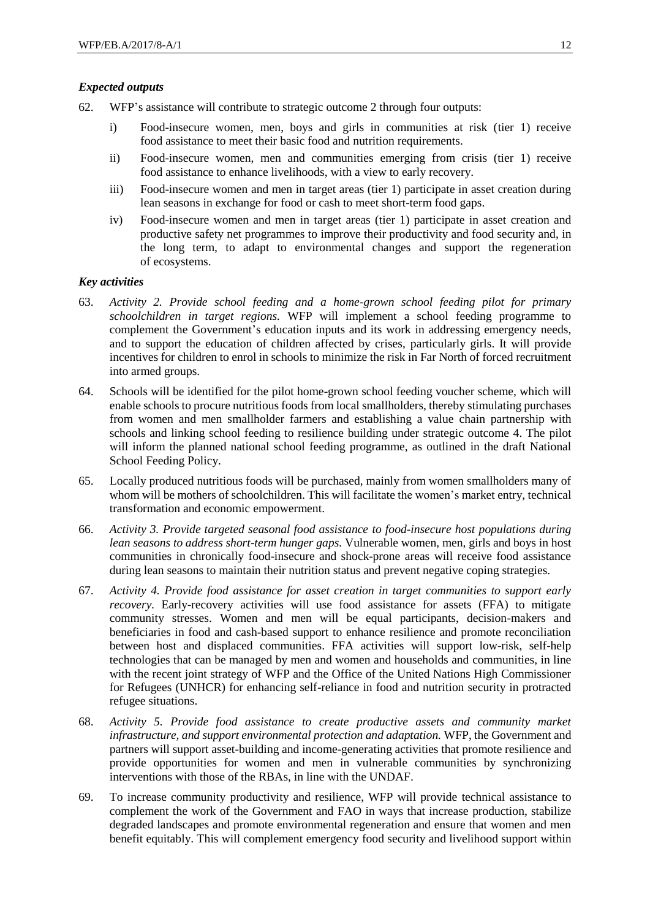### *Expected outputs*

62. WFP's assistance will contribute to strategic outcome 2 through four outputs:

    i) Food-insecure women, men, boys and girls in communities at risk (tier 1) receive food assistance to meet their basic food and nutrition requirements.

    ii) Food-insecure women, men and communities emerging from crisis (tier 1) receive food assistance to enhance livelihoods, with a view to early recovery.

    iii) Food-insecure women and men in target areas (tier 1) participate in asset creation during lean seasons in exchange for food or cash to meet short-term food gaps.

    iv) Food-insecure women and men in target areas (tier 1) participate in asset creation and productive safety net programmes to improve their productivity and food security and, in the long term, to adapt to environmental changes and support the regeneration of ecosystems.

### *Key activities*

63. *Activity 2. Provide school feeding and a home-grown school feeding pilot for primary schoolchildren in target regions.* WFP will implement a school feeding programme to complement the Government's education inputs and its work in addressing emergency needs, and to support the education of children affected by crises, particularly girls. It will provide incentives for children to enrol in schools to minimize the risk in Far North of forced recruitment into armed groups.

64. Schools will be identified for the pilot home-grown school feeding voucher scheme, which will enable schools to procure nutritious foods from local smallholders, thereby stimulating purchases from women and men smallholder farmers and establishing a value chain partnership with schools and linking school feeding to resilience building under strategic outcome 4. The pilot will inform the planned national school feeding programme, as outlined in the draft National School Feeding Policy.

65. Locally produced nutritious foods will be purchased, mainly from women smallholders many of whom will be mothers of schoolchildren. This will facilitate the women's market entry, technical transformation and economic empowerment.

66. *Activity 3. Provide targeted seasonal food assistance to food-insecure host populations during lean seasons to address short-term hunger gaps.* Vulnerable women, men, girls and boys in host communities in chronically food-insecure and shock-prone areas will receive food assistance during lean seasons to maintain their nutrition status and prevent negative coping strategies.

67. *Activity 4. Provide food assistance for asset creation in target communities to support early recovery.* Early-recovery activities will use food assistance for assets (FFA) to mitigate community stresses. Women and men will be equal participants, decision-makers and beneficiaries in food and cash-based support to enhance resilience and promote reconciliation between host and displaced communities. FFA activities will support low-risk, self-help technologies that can be managed by men and women and households and communities, in line with the recent joint strategy of WFP and the Office of the United Nations High Commissioner for Refugees (UNHCR) for enhancing self-reliance in food and nutrition security in protracted refugee situations.

68. *Activity 5. Provide food assistance to create productive assets and community market infrastructure, and support environmental protection and adaptation.* WFP, the Government and partners will support asset-building and income-generating activities that promote resilience and provide opportunities for women and men in vulnerable communities by synchronizing interventions with those of the RBAs, in line with the UNDAF.

69. To increase community productivity and resilience, WFP will provide technical assistance to complement the work of the Government and FAO in ways that increase production, stabilize degraded landscapes and promote environmental regeneration and ensure that women and men benefit equitably. This will complement emergency food security and livelihood support within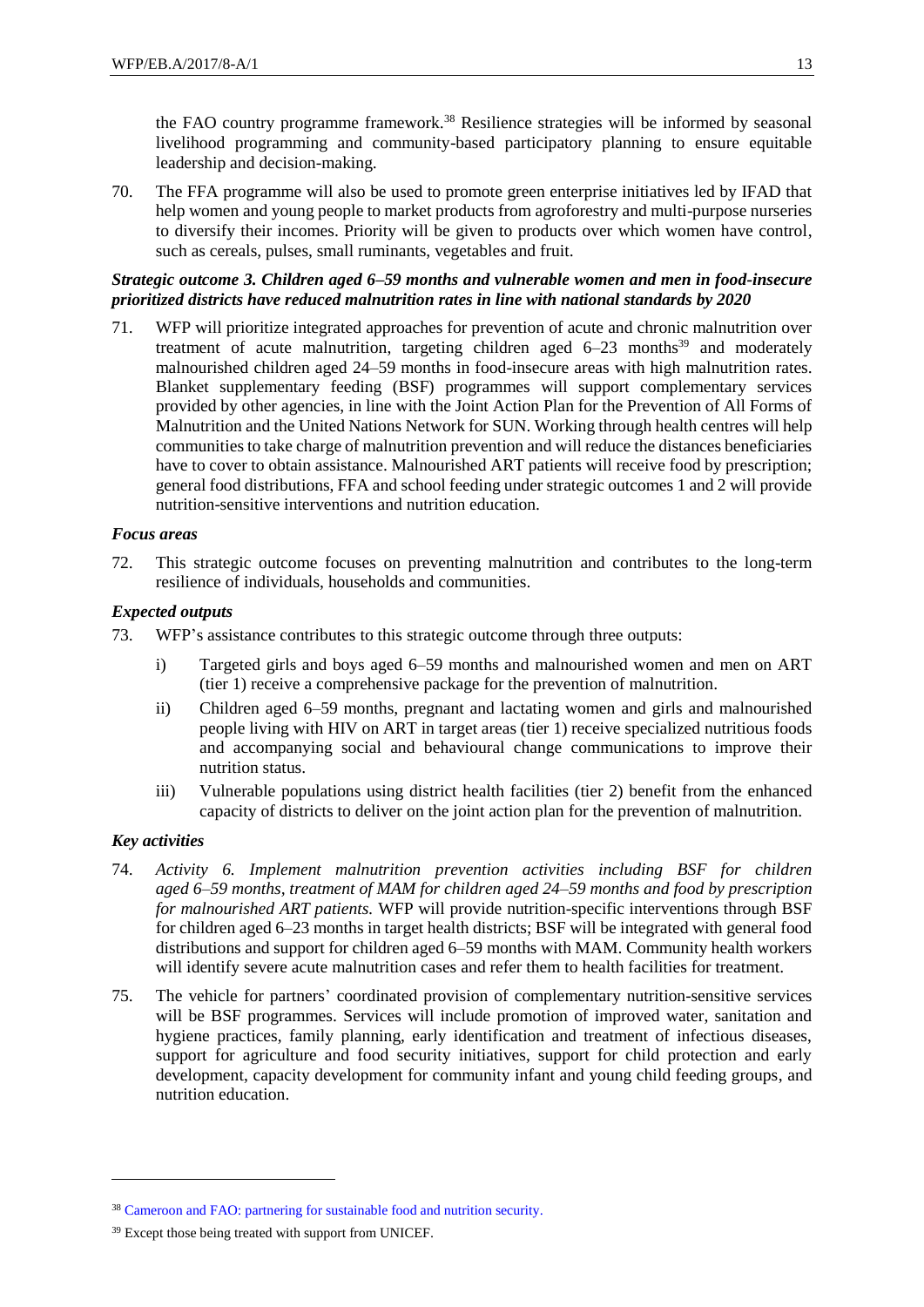the FAO country programme framework.[38] Resilience strategies will be informed by seasonal livelihood programming and community-based participatory planning to ensure equitable leadership and decision-making.

70. The FFA programme will also be used to promote green enterprise initiatives led by IFAD that help women and young people to market products from agroforestry and multi-purpose nurseries to diversify their incomes. Priority will be given to products over which women have control, such as cereals, pulses, small ruminants, vegetables and fruit.

***Strategic outcome 3. Children aged 6–59 months and vulnerable women and men in food-insecure prioritized districts have reduced malnutrition rates in line with national standards by 2020***

71. WFP will prioritize integrated approaches for prevention of acute and chronic malnutrition over treatment of acute malnutrition, targeting children aged 6–23 months[39] and moderately malnourished children aged 24–59 months in food-insecure areas with high malnutrition rates. Blanket supplementary feeding (BSF) programmes will support complementary services provided by other agencies, in line with the Joint Action Plan for the Prevention of All Forms of Malnutrition and the United Nations Network for SUN. Working through health centres will help communities to take charge of malnutrition prevention and will reduce the distances beneficiaries have to cover to obtain assistance. Malnourished ART patients will receive food by prescription; general food distributions, FFA and school feeding under strategic outcomes 1 and 2 will provide nutrition-sensitive interventions and nutrition education.

***Focus areas***

72. This strategic outcome focuses on preventing malnutrition and contributes to the long-term resilience of individuals, households and communities.

***Expected outputs***

73. WFP's assistance contributes to this strategic outcome through three outputs:

    i) Targeted girls and boys aged 6–59 months and malnourished women and men on ART (tier 1) receive a comprehensive package for the prevention of malnutrition.

    ii) Children aged 6–59 months, pregnant and lactating women and girls and malnourished people living with HIV on ART in target areas (tier 1) receive specialized nutritious foods and accompanying social and behavioural change communications to improve their nutrition status.

    iii) Vulnerable populations using district health facilities (tier 2) benefit from the enhanced capacity of districts to deliver on the joint action plan for the prevention of malnutrition.

***Key activities***

74. *Activity 6. Implement malnutrition prevention activities including BSF for children aged 6–59 months, treatment of MAM for children aged 24–59 months and food by prescription for malnourished ART patients.* WFP will provide nutrition-specific interventions through BSF for children aged 6–23 months in target health districts; BSF will be integrated with general food distributions and support for children aged 6–59 months with MAM. Community health workers will identify severe acute malnutrition cases and refer them to health facilities for treatment.

75. The vehicle for partners' coordinated provision of complementary nutrition-sensitive services will be BSF programmes. Services will include promotion of improved water, sanitation and hygiene practices, family planning, early identification and treatment of infectious diseases, support for agriculture and food security initiatives, support for child protection and early development, capacity development for community infant and young child feeding groups, and nutrition education.

---

[38] Cameroon and FAO: partnering for sustainable food and nutrition security.

[39] Except those being treated with support from UNICEF.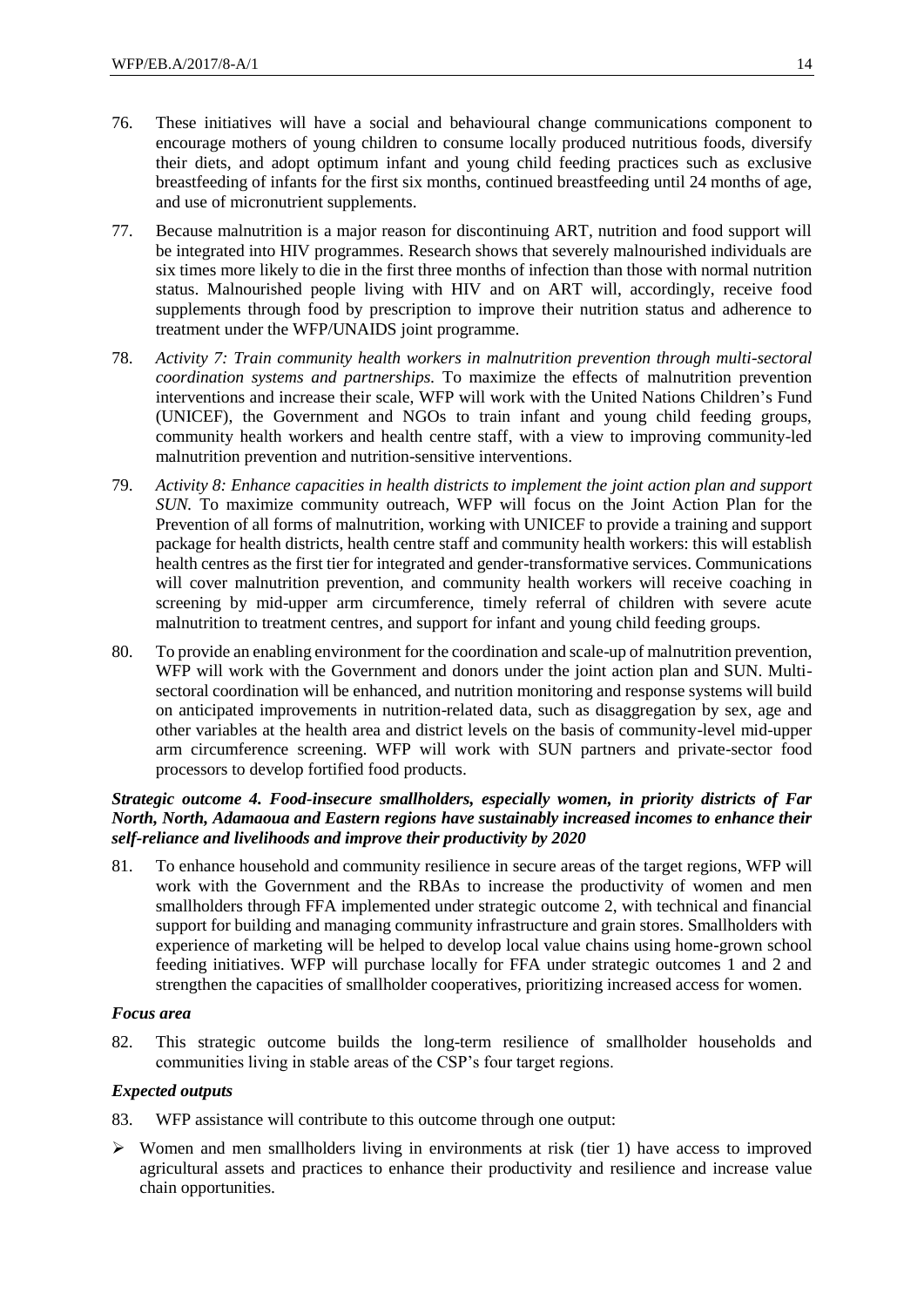76. These initiatives will have a social and behavioural change communications component to encourage mothers of young children to consume locally produced nutritious foods, diversify their diets, and adopt optimum infant and young child feeding practices such as exclusive breastfeeding of infants for the first six months, continued breastfeeding until 24 months of age, and use of micronutrient supplements.

77. Because malnutrition is a major reason for discontinuing ART, nutrition and food support will be integrated into HIV programmes. Research shows that severely malnourished individuals are six times more likely to die in the first three months of infection than those with normal nutrition status. Malnourished people living with HIV and on ART will, accordingly, receive food supplements through food by prescription to improve their nutrition status and adherence to treatment under the WFP/UNAIDS joint programme.

78. *Activity 7: Train community health workers in malnutrition prevention through multi-sectoral coordination systems and partnerships.* To maximize the effects of malnutrition prevention interventions and increase their scale, WFP will work with the United Nations Children's Fund (UNICEF), the Government and NGOs to train infant and young child feeding groups, community health workers and health centre staff, with a view to improving community-led malnutrition prevention and nutrition-sensitive interventions.

79. *Activity 8: Enhance capacities in health districts to implement the joint action plan and support SUN.* To maximize community outreach, WFP will focus on the Joint Action Plan for the Prevention of all forms of malnutrition, working with UNICEF to provide a training and support package for health districts, health centre staff and community health workers: this will establish health centres as the first tier for integrated and gender-transformative services. Communications will cover malnutrition prevention, and community health workers will receive coaching in screening by mid-upper arm circumference, timely referral of children with severe acute malnutrition to treatment centres, and support for infant and young child feeding groups.

80. To provide an enabling environment for the coordination and scale-up of malnutrition prevention, WFP will work with the Government and donors under the joint action plan and SUN. Multi-sectoral coordination will be enhanced, and nutrition monitoring and response systems will build on anticipated improvements in nutrition-related data, such as disaggregation by sex, age and other variables at the health area and district levels on the basis of community-level mid-upper arm circumference screening. WFP will work with SUN partners and private-sector food processors to develop fortified food products.

***Strategic outcome 4. Food-insecure smallholders, especially women, in priority districts of Far North, North, Adamaoua and Eastern regions have sustainably increased incomes to enhance their self-reliance and livelihoods and improve their productivity by 2020***

81. To enhance household and community resilience in secure areas of the target regions, WFP will work with the Government and the RBAs to increase the productivity of women and men smallholders through FFA implemented under strategic outcome 2, with technical and financial support for building and managing community infrastructure and grain stores. Smallholders with experience of marketing will be helped to develop local value chains using home-grown school feeding initiatives. WFP will purchase locally for FFA under strategic outcomes 1 and 2 and strengthen the capacities of smallholder cooperatives, prioritizing increased access for women.

***Focus area***

82. This strategic outcome builds the long-term resilience of smallholder households and communities living in stable areas of the CSP's four target regions.

***Expected outputs***

83. WFP assistance will contribute to this outcome through one output:

- Women and men smallholders living in environments at risk (tier 1) have access to improved agricultural assets and practices to enhance their productivity and resilience and increase value chain opportunities.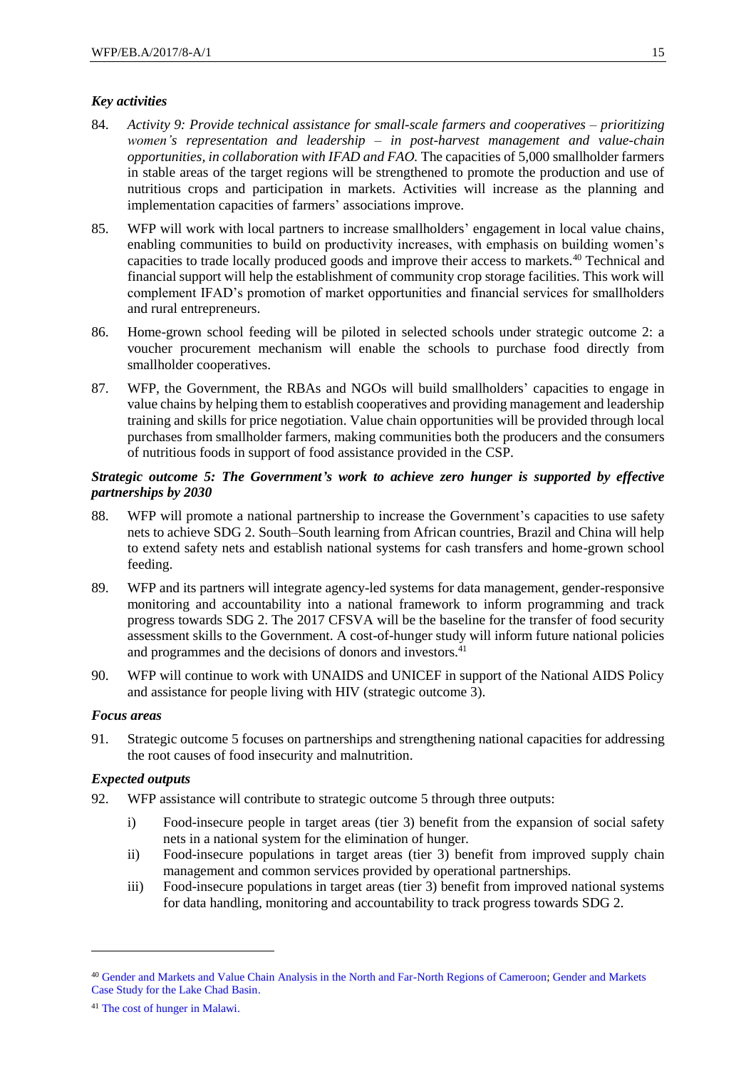### *Key activities*

84. *Activity 9: Provide technical assistance for small-scale farmers and cooperatives – prioritizing women's representation and leadership – in post-harvest management and value-chain opportunities, in collaboration with IFAD and FAO.* The capacities of 5,000 smallholder farmers in stable areas of the target regions will be strengthened to promote the production and use of nutritious crops and participation in markets. Activities will increase as the planning and implementation capacities of farmers' associations improve.

85. WFP will work with local partners to increase smallholders' engagement in local value chains, enabling communities to build on productivity increases, with emphasis on building women's capacities to trade locally produced goods and improve their access to markets.[40] Technical and financial support will help the establishment of community crop storage facilities. This work will complement IFAD's promotion of market opportunities and financial services for smallholders and rural entrepreneurs.

86. Home-grown school feeding will be piloted in selected schools under strategic outcome 2: a voucher procurement mechanism will enable the schools to purchase food directly from smallholder cooperatives.

87. WFP, the Government, the RBAs and NGOs will build smallholders' capacities to engage in value chains by helping them to establish cooperatives and providing management and leadership training and skills for price negotiation. Value chain opportunities will be provided through local purchases from smallholder farmers, making communities both the producers and the consumers of nutritious foods in support of food assistance provided in the CSP.

### *Strategic outcome 5: The Government's work to achieve zero hunger is supported by effective partnerships by 2030*

88. WFP will promote a national partnership to increase the Government's capacities to use safety nets to achieve SDG 2. South–South learning from African countries, Brazil and China will help to extend safety nets and establish national systems for cash transfers and home-grown school feeding.

89. WFP and its partners will integrate agency-led systems for data management, gender-responsive monitoring and accountability into a national framework to inform programming and track progress towards SDG 2. The 2017 CFSVA will be the baseline for the transfer of food security assessment skills to the Government. A cost-of-hunger study will inform future national policies and programmes and the decisions of donors and investors.[41]

90. WFP will continue to work with UNAIDS and UNICEF in support of the National AIDS Policy and assistance for people living with HIV (strategic outcome 3).

### *Focus areas*

91. Strategic outcome 5 focuses on partnerships and strengthening national capacities for addressing the root causes of food insecurity and malnutrition.

### *Expected outputs*

92. WFP assistance will contribute to strategic outcome 5 through three outputs:

   i) Food-insecure people in target areas (tier 3) benefit from the expansion of social safety nets in a national system for the elimination of hunger.

   ii) Food-insecure populations in target areas (tier 3) benefit from improved supply chain management and common services provided by operational partnerships.

   iii) Food-insecure populations in target areas (tier 3) benefit from improved national systems for data handling, monitoring and accountability to track progress towards SDG 2.

---

[40] Gender and Markets and Value Chain Analysis in the North and Far-North Regions of Cameroon; Gender and Markets Case Study for the Lake Chad Basin.

[41] The cost of hunger in Malawi.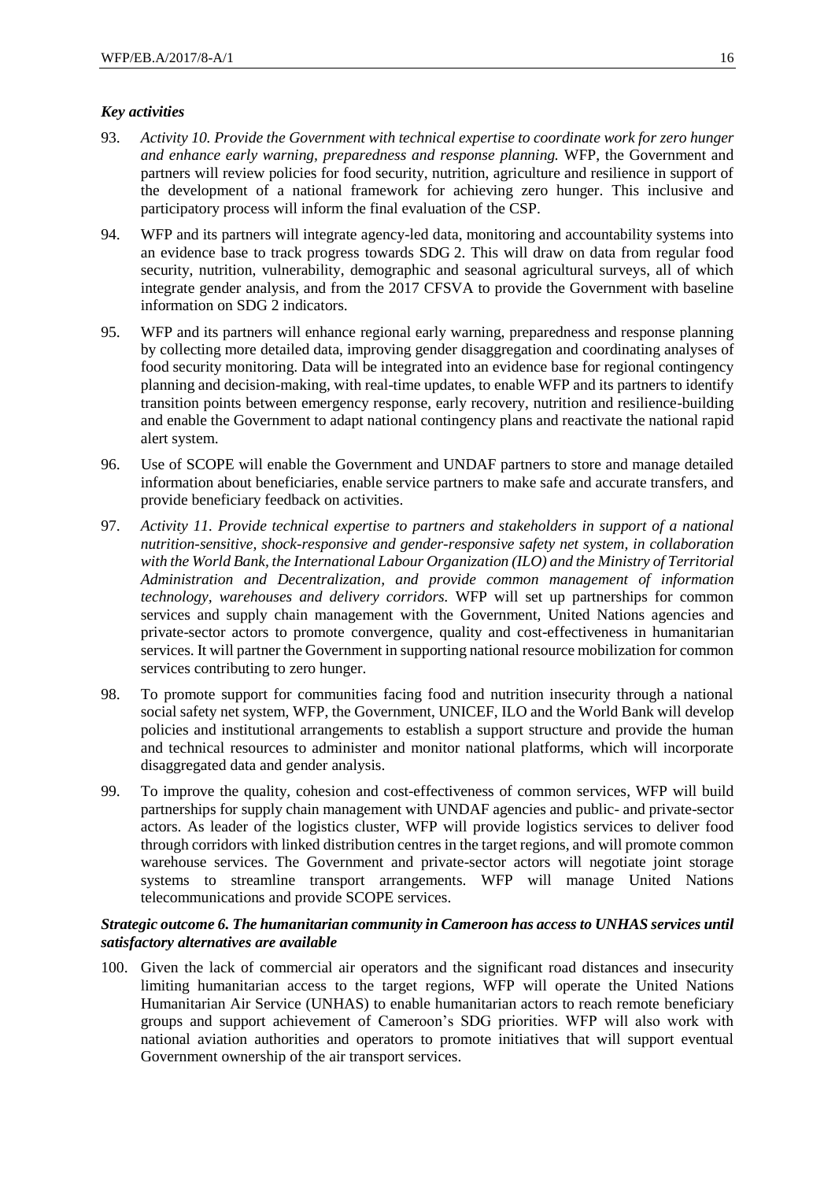***Key activities***

93. *Activity 10. Provide the Government with technical expertise to coordinate work for zero hunger and enhance early warning, preparedness and response planning.* WFP, the Government and partners will review policies for food security, nutrition, agriculture and resilience in support of the development of a national framework for achieving zero hunger. This inclusive and participatory process will inform the final evaluation of the CSP.

94. WFP and its partners will integrate agency-led data, monitoring and accountability systems into an evidence base to track progress towards SDG 2. This will draw on data from regular food security, nutrition, vulnerability, demographic and seasonal agricultural surveys, all of which integrate gender analysis, and from the 2017 CFSVA to provide the Government with baseline information on SDG 2 indicators.

95. WFP and its partners will enhance regional early warning, preparedness and response planning by collecting more detailed data, improving gender disaggregation and coordinating analyses of food security monitoring. Data will be integrated into an evidence base for regional contingency planning and decision-making, with real-time updates, to enable WFP and its partners to identify transition points between emergency response, early recovery, nutrition and resilience-building and enable the Government to adapt national contingency plans and reactivate the national rapid alert system.

96. Use of SCOPE will enable the Government and UNDAF partners to store and manage detailed information about beneficiaries, enable service partners to make safe and accurate transfers, and provide beneficiary feedback on activities.

97. *Activity 11. Provide technical expertise to partners and stakeholders in support of a national nutrition-sensitive, shock-responsive and gender-responsive safety net system, in collaboration with the World Bank, the International Labour Organization (ILO) and the Ministry of Territorial Administration and Decentralization, and provide common management of information technology, warehouses and delivery corridors.* WFP will set up partnerships for common services and supply chain management with the Government, United Nations agencies and private-sector actors to promote convergence, quality and cost-effectiveness in humanitarian services. It will partner the Government in supporting national resource mobilization for common services contributing to zero hunger.

98. To promote support for communities facing food and nutrition insecurity through a national social safety net system, WFP, the Government, UNICEF, ILO and the World Bank will develop policies and institutional arrangements to establish a support structure and provide the human and technical resources to administer and monitor national platforms, which will incorporate disaggregated data and gender analysis.

99. To improve the quality, cohesion and cost-effectiveness of common services, WFP will build partnerships for supply chain management with UNDAF agencies and public- and private-sector actors. As leader of the logistics cluster, WFP will provide logistics services to deliver food through corridors with linked distribution centres in the target regions, and will promote common warehouse services. The Government and private-sector actors will negotiate joint storage systems to streamline transport arrangements. WFP will manage United Nations telecommunications and provide SCOPE services.

***Strategic outcome 6. The humanitarian community in Cameroon has access to UNHAS services until satisfactory alternatives are available***

100. Given the lack of commercial air operators and the significant road distances and insecurity limiting humanitarian access to the target regions, WFP will operate the United Nations Humanitarian Air Service (UNHAS) to enable humanitarian actors to reach remote beneficiary groups and support achievement of Cameroon's SDG priorities. WFP will also work with national aviation authorities and operators to promote initiatives that will support eventual Government ownership of the air transport services.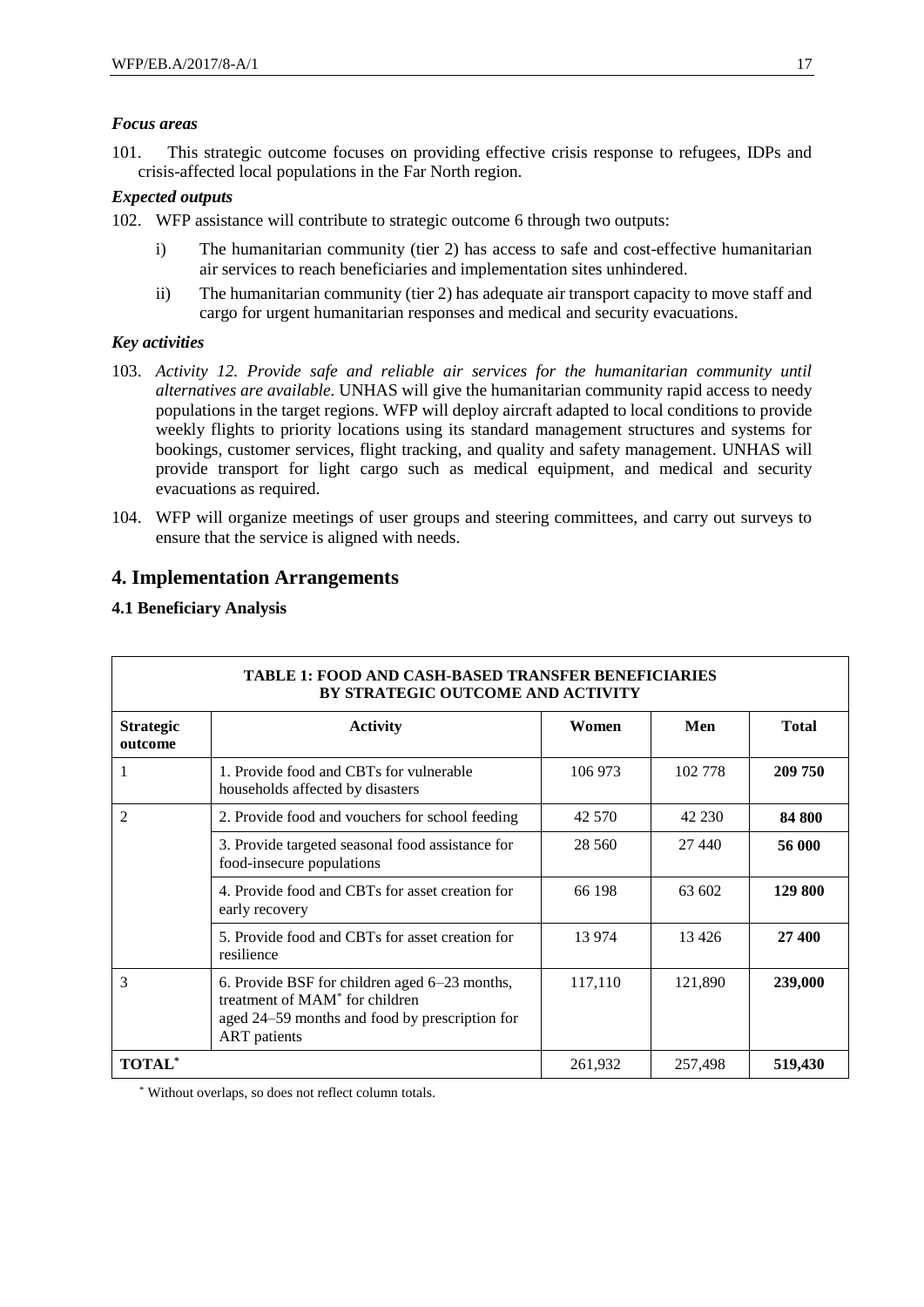### *Focus areas*

101. This strategic outcome focuses on providing effective crisis response to refugees, IDPs and crisis-affected local populations in the Far North region.

### *Expected outputs*

102. WFP assistance will contribute to strategic outcome 6 through two outputs:

   i) The humanitarian community (tier 2) has access to safe and cost-effective humanitarian air services to reach beneficiaries and implementation sites unhindered.

   ii) The humanitarian community (tier 2) has adequate air transport capacity to move staff and cargo for urgent humanitarian responses and medical and security evacuations.

### *Key activities*

103. *Activity 12. Provide safe and reliable air services for the humanitarian community until alternatives are available.* UNHAS will give the humanitarian community rapid access to needy populations in the target regions. WFP will deploy aircraft adapted to local conditions to provide weekly flights to priority locations using its standard management structures and systems for bookings, customer services, flight tracking, and quality and safety management. UNHAS will provide transport for light cargo such as medical equipment, and medical and security evacuations as required.

104. WFP will organize meetings of user groups and steering committees, and carry out surveys to ensure that the service is aligned with needs.

## 4. Implementation Arrangements

### 4.1 Beneficiary Analysis

| TABLE 1: FOOD AND CASH-BASED TRANSFER BENEFICIARIES BY STRATEGIC OUTCOME AND ACTIVITY | | | | |
|---|---|---|---|---|
| **Strategic outcome** | **Activity** | **Women** | **Men** | **Total** |
| 1 | 1. Provide food and CBTs for vulnerable households affected by disasters | 106 973 | 102 778 | **209 750** |
| 2 | 2. Provide food and vouchers for school feeding | 42 570 | 42 230 | **84 800** |
| | 3. Provide targeted seasonal food assistance for food-insecure populations | 28 560 | 27 440 | **56 000** |
| | 4. Provide food and CBTs for asset creation for early recovery | 66 198 | 63 602 | **129 800** |
| | 5. Provide food and CBTs for asset creation for resilience | 13 974 | 13 426 | **27 400** |
| 3 | 6. Provide BSF for children aged 6–23 months, treatment of MAM* for children aged 24–59 months and food by prescription for ART patients | 117,110 | 121,890 | **239,000** |
| **TOTAL*** | | 261,932 | 257,498 | **519,430** |

\* Without overlaps, so does not reflect column totals.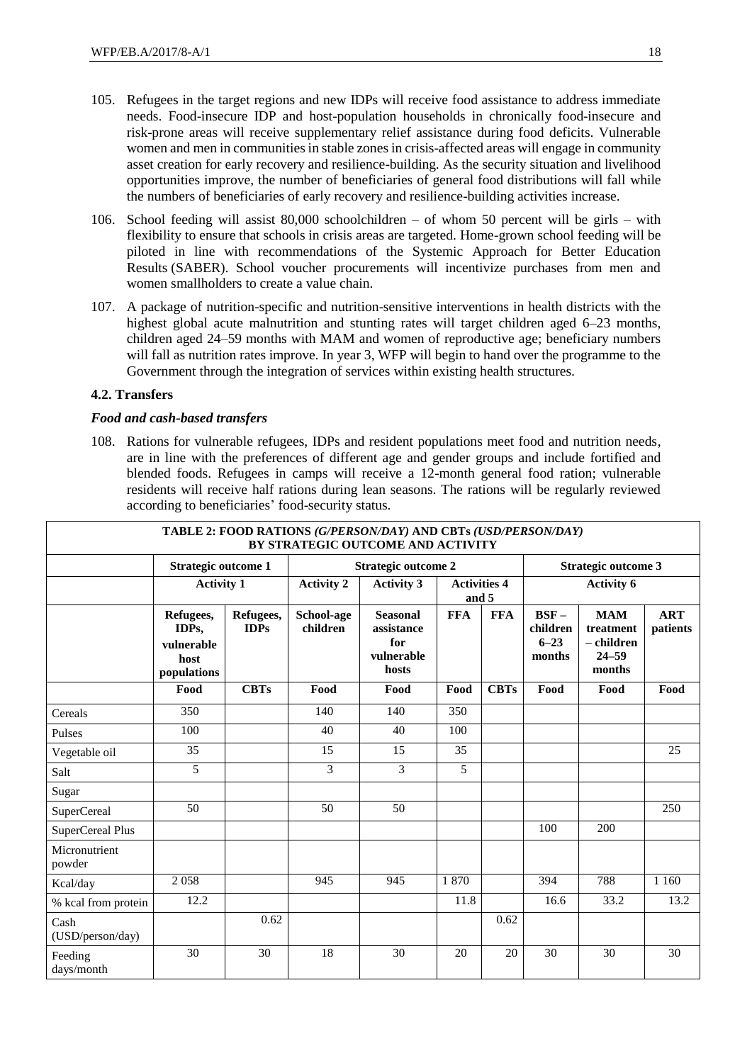105. Refugees in the target regions and new IDPs will receive food assistance to address immediate needs. Food-insecure IDP and host-population households in chronically food-insecure and risk-prone areas will receive supplementary relief assistance during food deficits. Vulnerable women and men in communities in stable zones in crisis-affected areas will engage in community asset creation for early recovery and resilience-building. As the security situation and livelihood opportunities improve, the number of beneficiaries of general food distributions will fall while the numbers of beneficiaries of early recovery and resilience-building activities increase.

106. School feeding will assist 80,000 schoolchildren – of whom 50 percent will be girls – with flexibility to ensure that schools in crisis areas are targeted. Home-grown school feeding will be piloted in line with recommendations of the Systemic Approach for Better Education Results (SABER). School voucher procurements will incentivize purchases from men and women smallholders to create a value chain.

107. A package of nutrition-specific and nutrition-sensitive interventions in health districts with the highest global acute malnutrition and stunting rates will target children aged 6–23 months, children aged 24–59 months with MAM and women of reproductive age; beneficiary numbers will fall as nutrition rates improve. In year 3, WFP will begin to hand over the programme to the Government through the integration of services within existing health structures.

### 4.2. Transfers

#### *Food and cash-based transfers*

108. Rations for vulnerable refugees, IDPs and resident populations meet food and nutrition needs, are in line with the preferences of different age and gender groups and include fortified and blended foods. Refugees in camps will receive a 12-month general food ration; vulnerable residents will receive half rations during lean seasons. The rations will be regularly reviewed according to beneficiaries' food-security status.

**TABLE 2: FOOD RATIONS *(G/PERSON/DAY)* AND CBTs *(USD/PERSON/DAY)* BY STRATEGIC OUTCOME AND ACTIVITY**

| | Strategic outcome 1 | | Strategic outcome 2 | | | | Strategic outcome 3 | | |
|---|---|---|---|---|---|---|---|---|---|
| | Activity 1 | | Activity 2 | Activity 3 | Activities 4 and 5 | | Activity 6 | | |
| | Refugees, IDPs, vulnerable host populations | Refugees, IDPs | School-age children | Seasonal assistance for vulnerable hosts | FFA | FFA | BSF – children 6–23 months | MAM treatment – children 24–59 months | ART patients |
| | **Food** | **CBTs** | **Food** | **Food** | **Food** | **CBTs** | **Food** | **Food** | **Food** |
| Cereals | 350 | | 140 | 140 | 350 | | | | |
| Pulses | 100 | | 40 | 40 | 100 | | | | |
| Vegetable oil | 35 | | 15 | 15 | 35 | | | | 25 |
| Salt | 5 | | 3 | 3 | 5 | | | | |
| Sugar | | | | | | | | | |
| SuperCereal | 50 | | 50 | 50 | | | | | 250 |
| SuperCereal Plus | | | | | | | 100 | 200 | |
| Micronutrient powder | | | | | | | | | |
| Kcal/day | 2 058 | | 945 | 945 | 1 870 | | 394 | 788 | 1 160 |
| % kcal from protein | 12.2 | | | | 11.8 | | 16.6 | 33.2 | 13.2 |
| Cash (USD/person/day) | | 0.62 | | | | 0.62 | | | |
| Feeding days/month | 30 | 30 | 18 | 30 | 20 | 20 | 30 | 30 | 30 |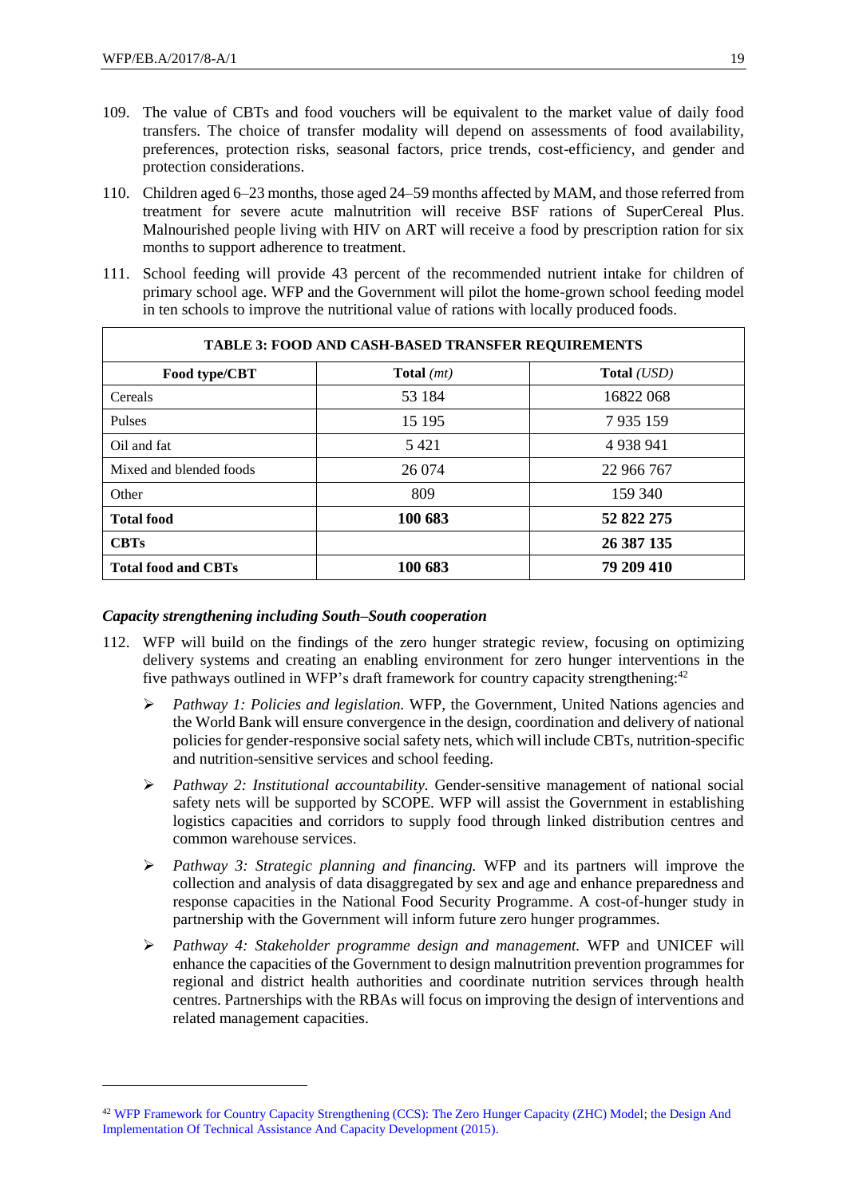109. The value of CBTs and food vouchers will be equivalent to the market value of daily food transfers. The choice of transfer modality will depend on assessments of food availability, preferences, protection risks, seasonal factors, price trends, cost-efficiency, and gender and protection considerations.

110. Children aged 6–23 months, those aged 24–59 months affected by MAM, and those referred from treatment for severe acute malnutrition will receive BSF rations of SuperCereal Plus. Malnourished people living with HIV on ART will receive a food by prescription ration for six months to support adherence to treatment.

111. School feeding will provide 43 percent of the recommended nutrient intake for children of primary school age. WFP and the Government will pilot the home-grown school feeding model in ten schools to improve the nutritional value of rations with locally produced foods.

| TABLE 3: FOOD AND CASH-BASED TRANSFER REQUIREMENTS | | |
|---|---|---|
| **Food type/CBT** | **Total** *(mt)* | **Total** *(USD)* |
| Cereals | 53 184 | 16822 068 |
| Pulses | 15 195 | 7 935 159 |
| Oil and fat | 5 421 | 4 938 941 |
| Mixed and blended foods | 26 074 | 22 966 767 |
| Other | 809 | 159 340 |
| **Total food** | **100 683** | **52 822 275** |
| **CBTs** | | **26 387 135** |
| **Total food and CBTs** | **100 683** | **79 209 410** |

***Capacity strengthening including South–South cooperation***

112. WFP will build on the findings of the zero hunger strategic review, focusing on optimizing delivery systems and creating an enabling environment for zero hunger interventions in the five pathways outlined in WFP's draft framework for country capacity strengthening:[42]

- *Pathway 1: Policies and legislation.* WFP, the Government, United Nations agencies and the World Bank will ensure convergence in the design, coordination and delivery of national policies for gender-responsive social safety nets, which will include CBTs, nutrition-specific and nutrition-sensitive services and school feeding.
- *Pathway 2: Institutional accountability.* Gender-sensitive management of national social safety nets will be supported by SCOPE. WFP will assist the Government in establishing logistics capacities and corridors to supply food through linked distribution centres and common warehouse services.
- *Pathway 3: Strategic planning and financing.* WFP and its partners will improve the collection and analysis of data disaggregated by sex and age and enhance preparedness and response capacities in the National Food Security Programme. A cost-of-hunger study in partnership with the Government will inform future zero hunger programmes.
- *Pathway 4: Stakeholder programme design and management.* WFP and UNICEF will enhance the capacities of the Government to design malnutrition prevention programmes for regional and district health authorities and coordinate nutrition services through health centres. Partnerships with the RBAs will focus on improving the design of interventions and related management capacities.

[42] WFP Framework for Country Capacity Strengthening (CCS): The Zero Hunger Capacity (ZHC) Model; the Design And Implementation Of Technical Assistance And Capacity Development (2015).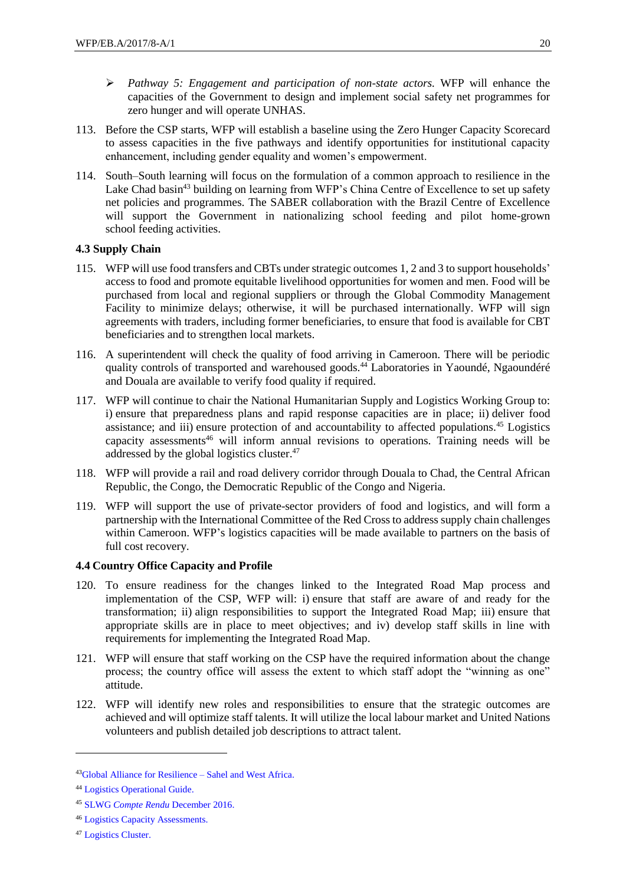- *Pathway 5: Engagement and participation of non-state actors.* WFP will enhance the capacities of the Government to design and implement social safety net programmes for zero hunger and will operate UNHAS.

113. Before the CSP starts, WFP will establish a baseline using the Zero Hunger Capacity Scorecard to assess capacities in the five pathways and identify opportunities for institutional capacity enhancement, including gender equality and women's empowerment.

114. South–South learning will focus on the formulation of a common approach to resilience in the Lake Chad basin[43] building on learning from WFP's China Centre of Excellence to set up safety net policies and programmes. The SABER collaboration with the Brazil Centre of Excellence will support the Government in nationalizing school feeding and pilot home-grown school feeding activities.

### 4.3 Supply Chain

115. WFP will use food transfers and CBTs under strategic outcomes 1, 2 and 3 to support households' access to food and promote equitable livelihood opportunities for women and men. Food will be purchased from local and regional suppliers or through the Global Commodity Management Facility to minimize delays; otherwise, it will be purchased internationally. WFP will sign agreements with traders, including former beneficiaries, to ensure that food is available for CBT beneficiaries and to strengthen local markets.

116. A superintendent will check the quality of food arriving in Cameroon. There will be periodic quality controls of transported and warehoused goods.[44] Laboratories in Yaoundé, Ngaoundéré and Douala are available to verify food quality if required.

117. WFP will continue to chair the National Humanitarian Supply and Logistics Working Group to: i) ensure that preparedness plans and rapid response capacities are in place; ii) deliver food assistance; and iii) ensure protection of and accountability to affected populations.[45] Logistics capacity assessments[46] will inform annual revisions to operations. Training needs will be addressed by the global logistics cluster.[47]

118. WFP will provide a rail and road delivery corridor through Douala to Chad, the Central African Republic, the Congo, the Democratic Republic of the Congo and Nigeria.

119. WFP will support the use of private-sector providers of food and logistics, and will form a partnership with the International Committee of the Red Cross to address supply chain challenges within Cameroon. WFP's logistics capacities will be made available to partners on the basis of full cost recovery.

### 4.4 Country Office Capacity and Profile

120. To ensure readiness for the changes linked to the Integrated Road Map process and implementation of the CSP, WFP will: i) ensure that staff are aware of and ready for the transformation; ii) align responsibilities to support the Integrated Road Map; iii) ensure that appropriate skills are in place to meet objectives; and iv) develop staff skills in line with requirements for implementing the Integrated Road Map.

121. WFP will ensure that staff working on the CSP have the required information about the change process; the country office will assess the extent to which staff adopt the "winning as one" attitude.

122. WFP will identify new roles and responsibilities to ensure that the strategic outcomes are achieved and will optimize staff talents. It will utilize the local labour market and United Nations volunteers and publish detailed job descriptions to attract talent.

---

[43] Global Alliance for Resilience – Sahel and West Africa.

[44] Logistics Operational Guide.

[45] SLWG *Compte Rendu* December 2016.

[46] Logistics Capacity Assessments.

[47] Logistics Cluster.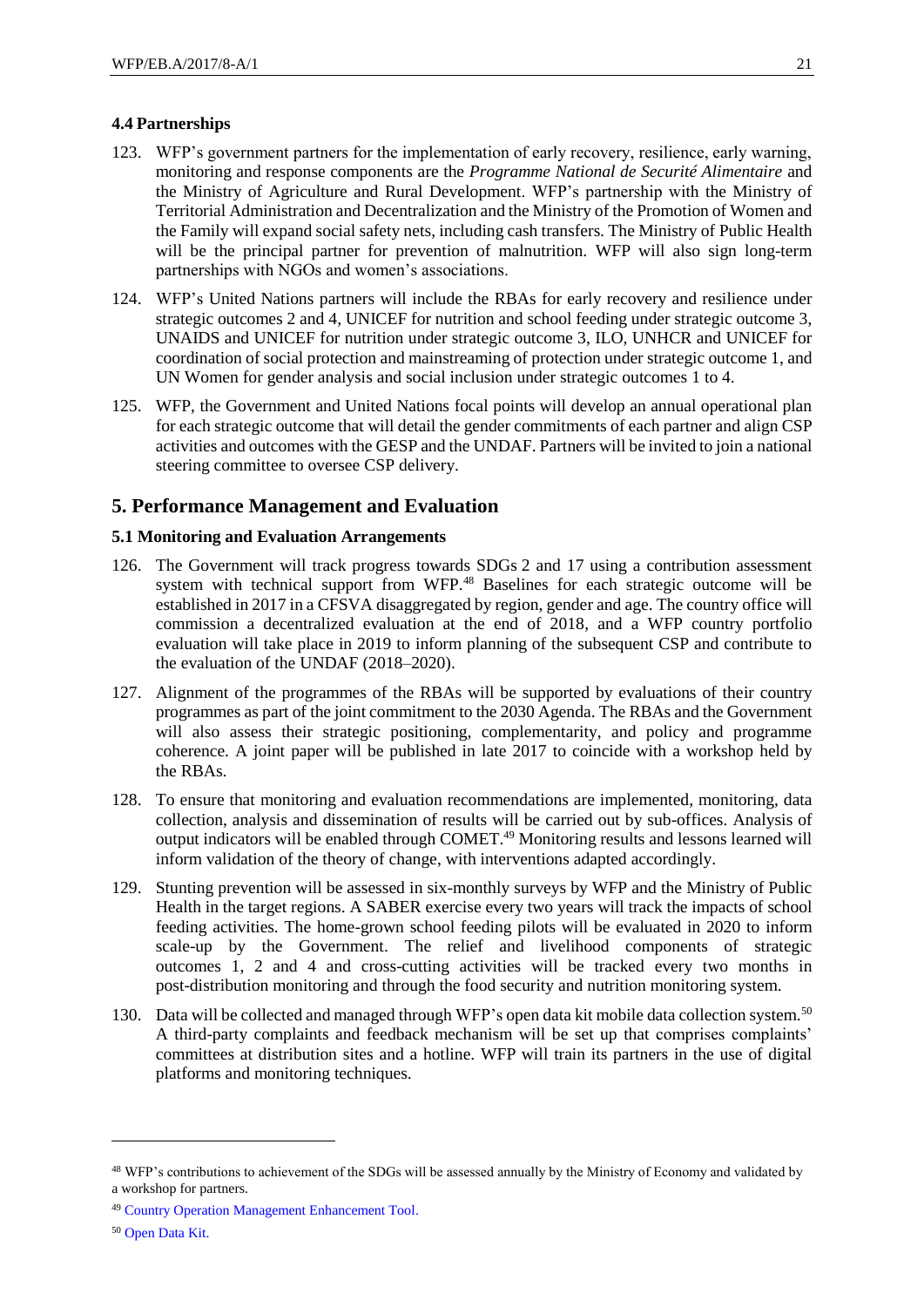### 4.4 Partnerships

123. WFP's government partners for the implementation of early recovery, resilience, early warning, monitoring and response components are the *Programme National de Securité Alimentaire* and the Ministry of Agriculture and Rural Development. WFP's partnership with the Ministry of Territorial Administration and Decentralization and the Ministry of the Promotion of Women and the Family will expand social safety nets, including cash transfers. The Ministry of Public Health will be the principal partner for prevention of malnutrition. WFP will also sign long-term partnerships with NGOs and women's associations.

124. WFP's United Nations partners will include the RBAs for early recovery and resilience under strategic outcomes 2 and 4, UNICEF for nutrition and school feeding under strategic outcome 3, UNAIDS and UNICEF for nutrition under strategic outcome 3, ILO, UNHCR and UNICEF for coordination of social protection and mainstreaming of protection under strategic outcome 1, and UN Women for gender analysis and social inclusion under strategic outcomes 1 to 4.

125. WFP, the Government and United Nations focal points will develop an annual operational plan for each strategic outcome that will detail the gender commitments of each partner and align CSP activities and outcomes with the GESP and the UNDAF. Partners will be invited to join a national steering committee to oversee CSP delivery.

## 5. Performance Management and Evaluation

### 5.1 Monitoring and Evaluation Arrangements

126. The Government will track progress towards SDGs 2 and 17 using a contribution assessment system with technical support from WFP.[48] Baselines for each strategic outcome will be established in 2017 in a CFSVA disaggregated by region, gender and age. The country office will commission a decentralized evaluation at the end of 2018, and a WFP country portfolio evaluation will take place in 2019 to inform planning of the subsequent CSP and contribute to the evaluation of the UNDAF (2018–2020).

127. Alignment of the programmes of the RBAs will be supported by evaluations of their country programmes as part of the joint commitment to the 2030 Agenda. The RBAs and the Government will also assess their strategic positioning, complementarity, and policy and programme coherence. A joint paper will be published in late 2017 to coincide with a workshop held by the RBAs.

128. To ensure that monitoring and evaluation recommendations are implemented, monitoring, data collection, analysis and dissemination of results will be carried out by sub-offices. Analysis of output indicators will be enabled through COMET.[49] Monitoring results and lessons learned will inform validation of the theory of change, with interventions adapted accordingly.

129. Stunting prevention will be assessed in six-monthly surveys by WFP and the Ministry of Public Health in the target regions. A SABER exercise every two years will track the impacts of school feeding activities. The home-grown school feeding pilots will be evaluated in 2020 to inform scale-up by the Government. The relief and livelihood components of strategic outcomes 1, 2 and 4 and cross-cutting activities will be tracked every two months in post-distribution monitoring and through the food security and nutrition monitoring system.

130. Data will be collected and managed through WFP's open data kit mobile data collection system.[50] A third-party complaints and feedback mechanism will be set up that comprises complaints' committees at distribution sites and a hotline. WFP will train its partners in the use of digital platforms and monitoring techniques.

---

[48] WFP's contributions to achievement of the SDGs will be assessed annually by the Ministry of Economy and validated by a workshop for partners.

[49] Country Operation Management Enhancement Tool.

[50] Open Data Kit.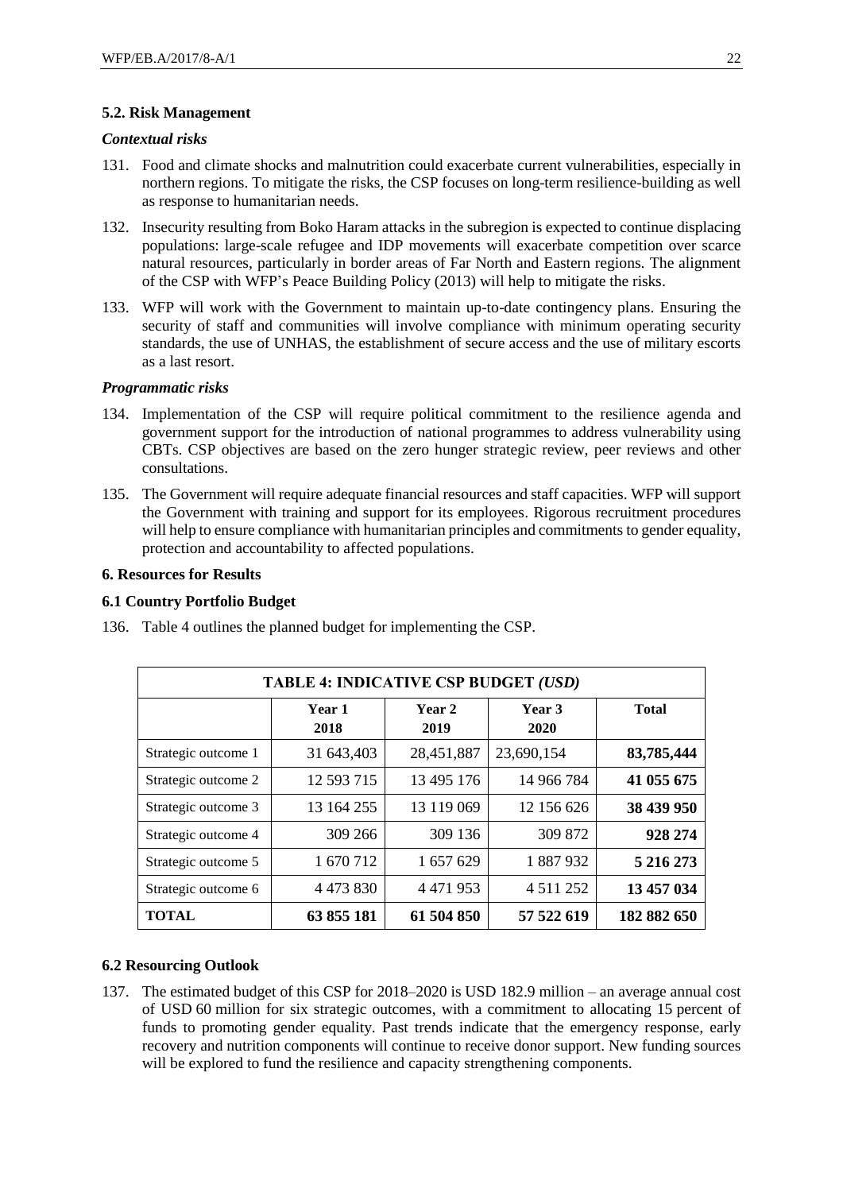### 5.2. Risk Management

#### *Contextual risks*

131. Food and climate shocks and malnutrition could exacerbate current vulnerabilities, especially in northern regions. To mitigate the risks, the CSP focuses on long-term resilience-building as well as response to humanitarian needs.

132. Insecurity resulting from Boko Haram attacks in the subregion is expected to continue displacing populations: large-scale refugee and IDP movements will exacerbate competition over scarce natural resources, particularly in border areas of Far North and Eastern regions. The alignment of the CSP with WFP's Peace Building Policy (2013) will help to mitigate the risks.

133. WFP will work with the Government to maintain up-to-date contingency plans. Ensuring the security of staff and communities will involve compliance with minimum operating security standards, the use of UNHAS, the establishment of secure access and the use of military escorts as a last resort.

#### *Programmatic risks*

134. Implementation of the CSP will require political commitment to the resilience agenda and government support for the introduction of national programmes to address vulnerability using CBTs. CSP objectives are based on the zero hunger strategic review, peer reviews and other consultations.

135. The Government will require adequate financial resources and staff capacities. WFP will support the Government with training and support for its employees. Rigorous recruitment procedures will help to ensure compliance with humanitarian principles and commitments to gender equality, protection and accountability to affected populations.

## 6. Resources for Results

### 6.1 Country Portfolio Budget

136. Table 4 outlines the planned budget for implementing the CSP.

| TABLE 4: INDICATIVE CSP BUDGET *(USD)* | | | | |
|---|---|---|---|---|
| | **Year 1 2018** | **Year 2 2019** | **Year 3 2020** | **Total** |
| Strategic outcome 1 | 31 643,403 | 28,451,887 | 23,690,154 | **83,785,444** |
| Strategic outcome 2 | 12 593 715 | 13 495 176 | 14 966 784 | **41 055 675** |
| Strategic outcome 3 | 13 164 255 | 13 119 069 | 12 156 626 | **38 439 950** |
| Strategic outcome 4 | 309 266 | 309 136 | 309 872 | **928 274** |
| Strategic outcome 5 | 1 670 712 | 1 657 629 | 1 887 932 | **5 216 273** |
| Strategic outcome 6 | 4 473 830 | 4 471 953 | 4 511 252 | **13 457 034** |
| **TOTAL** | **63 855 181** | **61 504 850** | **57 522 619** | **182 882 650** |

### 6.2 Resourcing Outlook

137. The estimated budget of this CSP for 2018–2020 is USD 182.9 million – an average annual cost of USD 60 million for six strategic outcomes, with a commitment to allocating 15 percent of funds to promoting gender equality. Past trends indicate that the emergency response, early recovery and nutrition components will continue to receive donor support. New funding sources will be explored to fund the resilience and capacity strengthening components.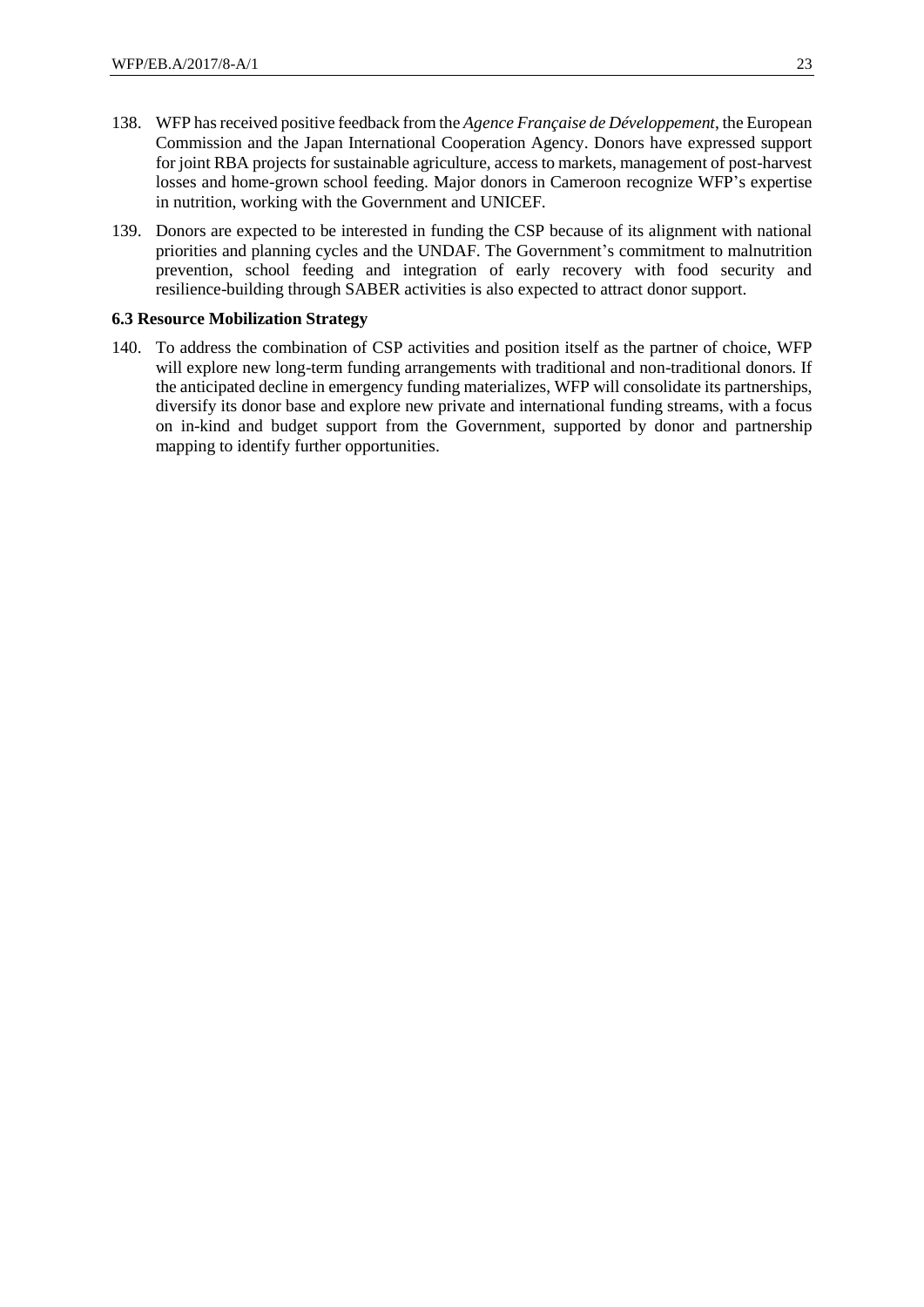138. WFP has received positive feedback from the *Agence Française de Développement*, the European Commission and the Japan International Cooperation Agency. Donors have expressed support for joint RBA projects for sustainable agriculture, access to markets, management of post-harvest losses and home-grown school feeding. Major donors in Cameroon recognize WFP's expertise in nutrition, working with the Government and UNICEF.

139. Donors are expected to be interested in funding the CSP because of its alignment with national priorities and planning cycles and the UNDAF. The Government's commitment to malnutrition prevention, school feeding and integration of early recovery with food security and resilience-building through SABER activities is also expected to attract donor support.

**6.3 Resource Mobilization Strategy**

140. To address the combination of CSP activities and position itself as the partner of choice, WFP will explore new long-term funding arrangements with traditional and non-traditional donors. If the anticipated decline in emergency funding materializes, WFP will consolidate its partnerships, diversify its donor base and explore new private and international funding streams, with a focus on in-kind and budget support from the Government, supported by donor and partnership mapping to identify further opportunities.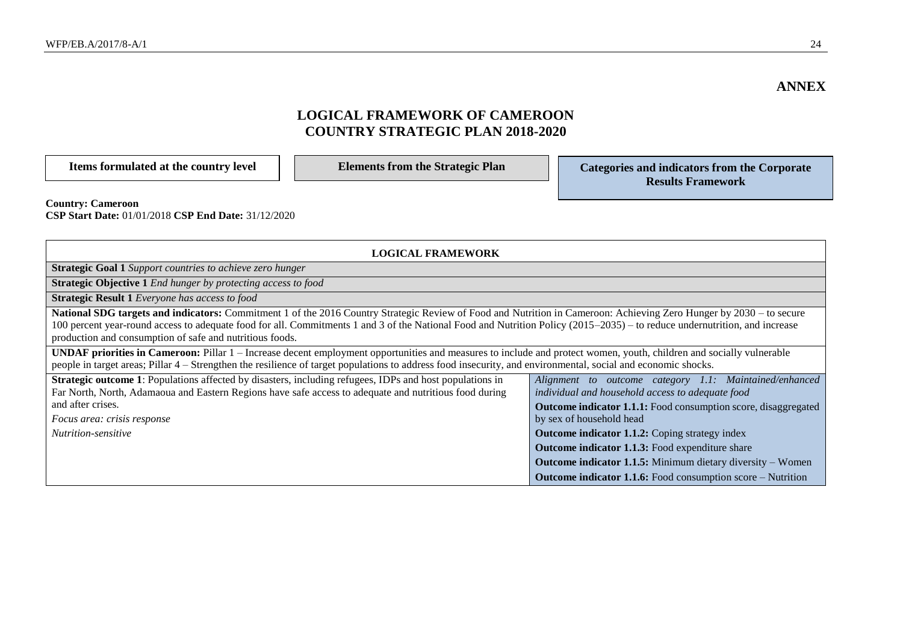**ANNEX**

# LOGICAL FRAMEWORK OF CAMEROON COUNTRY STRATEGIC PLAN 2018-2020

| Items formulated at the country level | Elements from the Strategic Plan | Categories and indicators from the Corporate Results Framework |
|---|---|---|

**Country: Cameroon**
**CSP Start Date:** 01/01/2018 **CSP End Date:** 31/12/2020

| LOGICAL FRAMEWORK | |
|---|---|
| **Strategic Goal 1** *Support countries to achieve zero hunger* | |
| **Strategic Objective 1** *End hunger by protecting access to food* | |
| **Strategic Result 1** *Everyone has access to food* | |
| **National SDG targets and indicators:** Commitment 1 of the 2016 Country Strategic Review of Food and Nutrition in Cameroon: Achieving Zero Hunger by 2030 – to secure 100 percent year-round access to adequate food for all. Commitments 1 and 3 of the National Food and Nutrition Policy (2015–2035) – to reduce undernutrition, and increase production and consumption of safe and nutritious foods. | |
| **UNDAF priorities in Cameroon:** Pillar 1 – Increase decent employment opportunities and measures to include and protect women, youth, children and socially vulnerable people in target areas; Pillar 4 – Strengthen the resilience of target populations to address food insecurity, and environmental, social and economic shocks. | |
| **Strategic outcome 1**: Populations affected by disasters, including refugees, IDPs and host populations in Far North, North, Adamaoua and Eastern Regions have safe access to adequate and nutritious food during and after crises.<br>*Focus area: crisis response*<br>*Nutrition-sensitive* | *Alignment to outcome category 1.1: Maintained/enhanced individual and household access to adequate food*<br>**Outcome indicator 1.1.1:** Food consumption score, disaggregated by sex of household head<br>**Outcome indicator 1.1.2:** Coping strategy index<br>**Outcome indicator 1.1.3:** Food expenditure share<br>**Outcome indicator 1.1.5:** Minimum dietary diversity – Women<br>**Outcome indicator 1.1.6:** Food consumption score – Nutrition |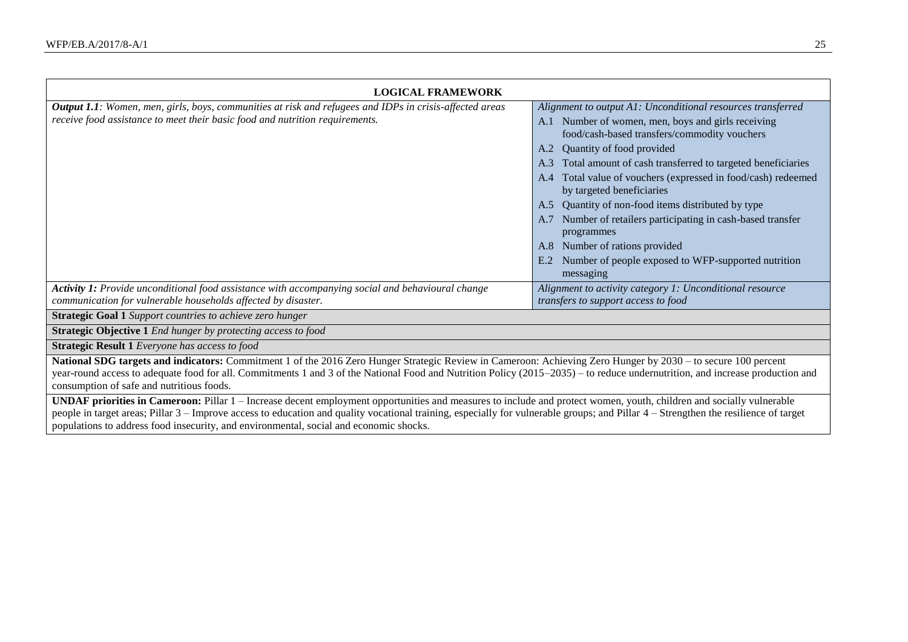| LOGICAL FRAMEWORK | |
|---|---|
| ***Output 1.1**: Women, men, girls, boys, communities at risk and refugees and IDPs in crisis-affected areas receive food assistance to meet their basic food and nutrition requirements.* | *Alignment to output A1: Unconditional resources transferred*<br>A.1 Number of women, men, boys and girls receiving food/cash-based transfers/commodity vouchers<br>A.2 Quantity of food provided<br>A.3 Total amount of cash transferred to targeted beneficiaries<br>A.4 Total value of vouchers (expressed in food/cash) redeemed by targeted beneficiaries<br>A.5 Quantity of non-food items distributed by type<br>A.7 Number of retailers participating in cash-based transfer programmes<br>A.8 Number of rations provided<br>E.2 Number of people exposed to WFP-supported nutrition messaging |
| ***Activity 1:** Provide unconditional food assistance with accompanying social and behavioural change communication for vulnerable households affected by disaster.* | *Alignment to activity category 1: Unconditional resource transfers to support access to food* |
| **Strategic Goal 1** *Support countries to achieve zero hunger* | |
| **Strategic Objective 1** *End hunger by protecting access to food* | |
| **Strategic Result 1** *Everyone has access to food* | |
| **National SDG targets and indicators:** Commitment 1 of the 2016 Zero Hunger Strategic Review in Cameroon: Achieving Zero Hunger by 2030 – to secure 100 percent year-round access to adequate food for all. Commitments 1 and 3 of the National Food and Nutrition Policy (2015–2035) – to reduce undernutrition, and increase production and consumption of safe and nutritious foods. | |
| **UNDAF priorities in Cameroon:** Pillar 1 – Increase decent employment opportunities and measures to include and protect women, youth, children and socially vulnerable people in target areas; Pillar 3 – Improve access to education and quality vocational training, especially for vulnerable groups; and Pillar 4 – Strengthen the resilience of target populations to address food insecurity, and environmental, social and economic shocks. | |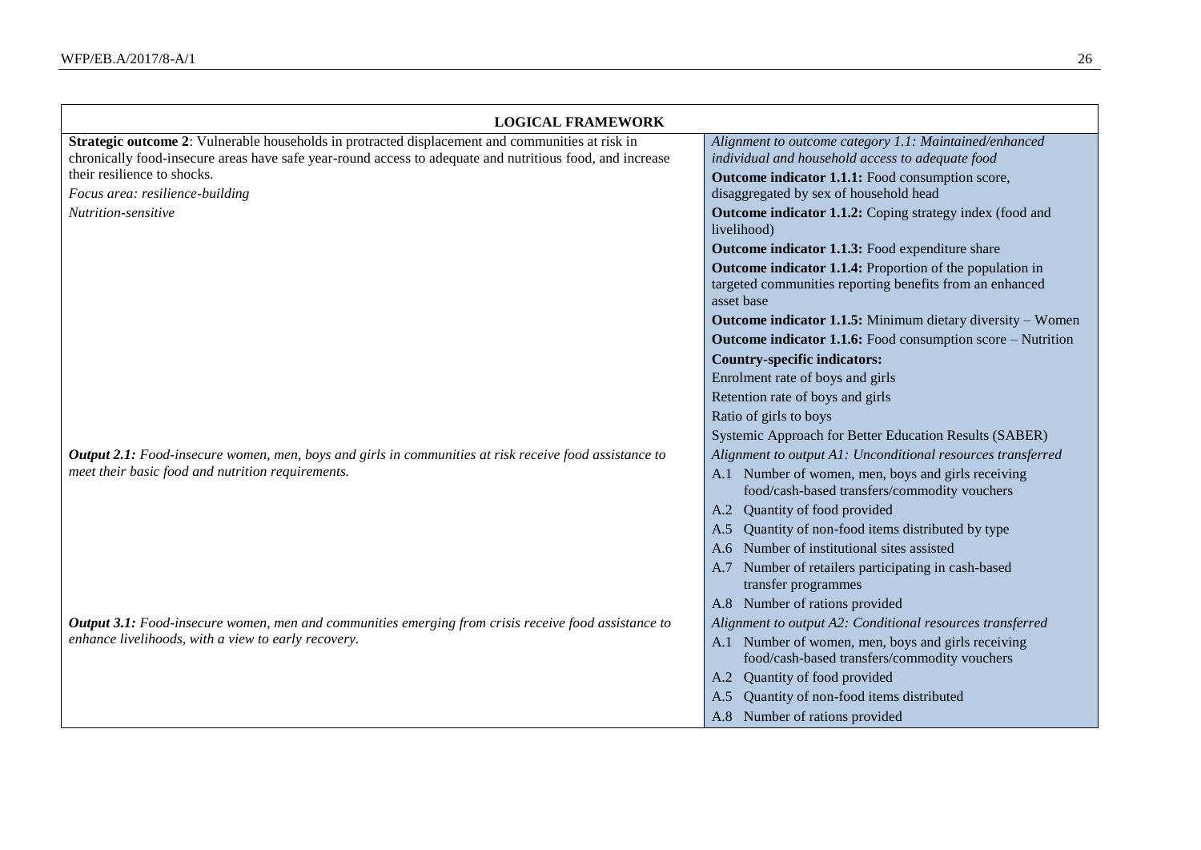| LOGICAL FRAMEWORK | |
|---|---|
| **Strategic outcome 2**: Vulnerable households in protracted displacement and communities at risk in chronically food-insecure areas have safe year-round access to adequate and nutritious food, and increase their resilience to shocks.<br>*Focus area: resilience-building*<br>*Nutrition-sensitive* | *Alignment to outcome category 1.1: Maintained/enhanced individual and household access to adequate food*<br>**Outcome indicator 1.1.1:** Food consumption score, disaggregated by sex of household head<br>**Outcome indicator 1.1.2:** Coping strategy index (food and livelihood)<br>**Outcome indicator 1.1.3:** Food expenditure share<br>**Outcome indicator 1.1.4:** Proportion of the population in targeted communities reporting benefits from an enhanced asset base<br>**Outcome indicator 1.1.5:** Minimum dietary diversity – Women<br>**Outcome indicator 1.1.6:** Food consumption score – Nutrition<br>**Country-specific indicators:**<br>Enrolment rate of boys and girls<br>Retention rate of boys and girls<br>Ratio of girls to boys<br>Systemic Approach for Better Education Results (SABER) |
| ***Output 2.1:*** *Food-insecure women, men, boys and girls in communities at risk receive food assistance to meet their basic food and nutrition requirements.* | *Alignment to output A1: Unconditional resources transferred*<br>A.1 Number of women, men, boys and girls receiving food/cash-based transfers/commodity vouchers<br>A.2 Quantity of food provided<br>A.5 Quantity of non-food items distributed by type<br>A.6 Number of institutional sites assisted<br>A.7 Number of retailers participating in cash-based transfer programmes<br>A.8 Number of rations provided |
| ***Output 3.1:*** *Food-insecure women, men and communities emerging from crisis receive food assistance to enhance livelihoods, with a view to early recovery.* | *Alignment to output A2: Conditional resources transferred*<br>A.1 Number of women, men, boys and girls receiving food/cash-based transfers/commodity vouchers<br>A.2 Quantity of food provided<br>A.5 Quantity of non-food items distributed<br>A.8 Number of rations provided |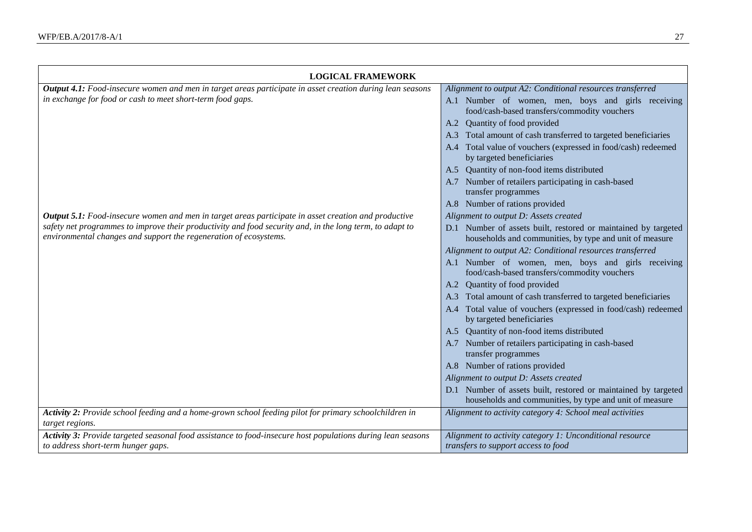| LOGICAL FRAMEWORK | |
|---|---|
| ***Output 4.1:*** *Food-insecure women and men in target areas participate in asset creation during lean seasons in exchange for food or cash to meet short-term food gaps.* | *Alignment to output A2: Conditional resources transferred*<br>A.1 Number of women, men, boys and girls receiving food/cash-based transfers/commodity vouchers<br>A.2 Quantity of food provided<br>A.3 Total amount of cash transferred to targeted beneficiaries<br>A.4 Total value of vouchers (expressed in food/cash) redeemed by targeted beneficiaries<br>A.5 Quantity of non-food items distributed<br>A.7 Number of retailers participating in cash-based transfer programmes<br>A.8 Number of rations provided |
| ***Output 5.1:*** *Food-insecure women and men in target areas participate in asset creation and productive safety net programmes to improve their productivity and food security and, in the long term, to adapt to environmental changes and support the regeneration of ecosystems.* | *Alignment to output D: Assets created*<br>D.1 Number of assets built, restored or maintained by targeted households and communities, by type and unit of measure<br>*Alignment to output A2: Conditional resources transferred*<br>A.1 Number of women, men, boys and girls receiving food/cash-based transfers/commodity vouchers<br>A.2 Quantity of food provided<br>A.3 Total amount of cash transferred to targeted beneficiaries<br>A.4 Total value of vouchers (expressed in food/cash) redeemed by targeted beneficiaries<br>A.5 Quantity of non-food items distributed<br>A.7 Number of retailers participating in cash-based transfer programmes<br>A.8 Number of rations provided<br>*Alignment to output D: Assets created*<br>D.1 Number of assets built, restored or maintained by targeted households and communities, by type and unit of measure |
| ***Activity 2:*** *Provide school feeding and a home-grown school feeding pilot for primary schoolchildren in target regions.* | *Alignment to activity category 4: School meal activities* |
| ***Activity 3:*** *Provide targeted seasonal food assistance to food-insecure host populations during lean seasons to address short-term hunger gaps.* | *Alignment to activity category 1: Unconditional resource transfers to support access to food* |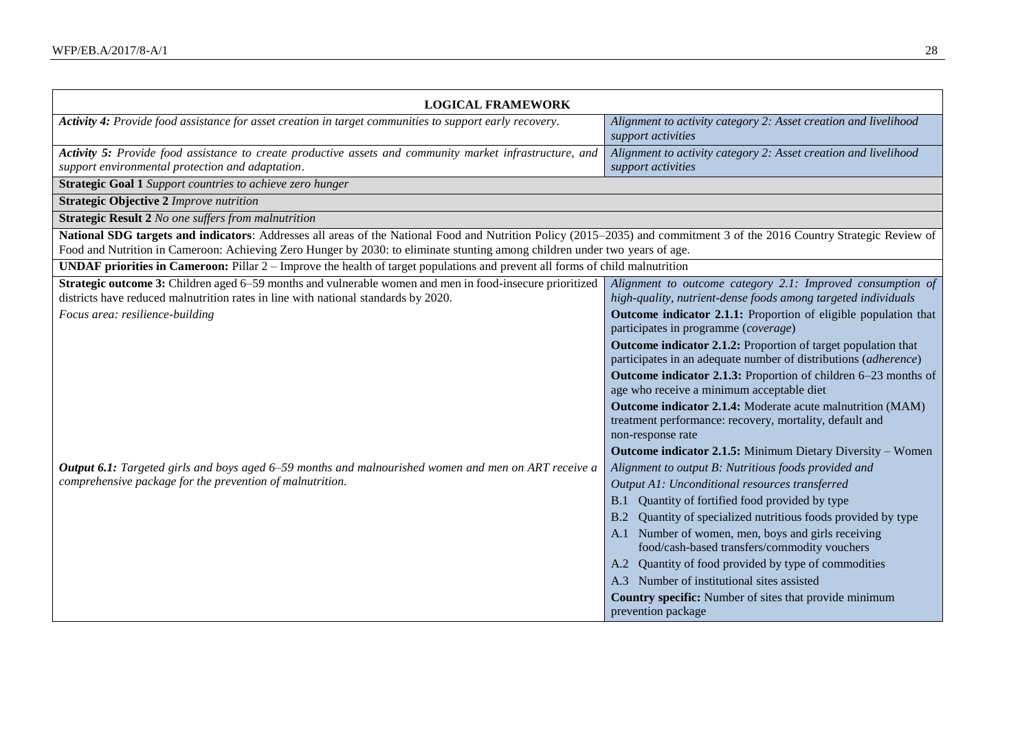| LOGICAL FRAMEWORK | |
|---|---|
| ***Activity 4:*** *Provide food assistance for asset creation in target communities to support early recovery.* | *Alignment to activity category 2: Asset creation and livelihood support activities* |
| ***Activity 5:*** *Provide food assistance to create productive assets and community market infrastructure, and support environmental protection and adaptation.* | *Alignment to activity category 2: Asset creation and livelihood support activities* |
| **Strategic Goal 1** *Support countries to achieve zero hunger* | |
| **Strategic Objective 2** *Improve nutrition* | |
| **Strategic Result 2** *No one suffers from malnutrition* | |
| **National SDG targets and indicators**: Addresses all areas of the National Food and Nutrition Policy (2015–2035) and commitment 3 of the 2016 Country Strategic Review of Food and Nutrition in Cameroon: Achieving Zero Hunger by 2030: to eliminate stunting among children under two years of age. | |
| **UNDAF priorities in Cameroon:** Pillar 2 – Improve the health of target populations and prevent all forms of child malnutrition | |
| **Strategic outcome 3:** Children aged 6–59 months and vulnerable women and men in food-insecure prioritized districts have reduced malnutrition rates in line with national standards by 2020.<br>*Focus area: resilience-building* | *Alignment to outcome category 2.1: Improved consumption of high-quality, nutrient-dense foods among targeted individuals*<br>**Outcome indicator 2.1.1:** Proportion of eligible population that participates in programme (*coverage*)<br>**Outcome indicator 2.1.2:** Proportion of target population that participates in an adequate number of distributions (*adherence*)<br>**Outcome indicator 2.1.3:** Proportion of children 6–23 months of age who receive a minimum acceptable diet<br>**Outcome indicator 2.1.4:** Moderate acute malnutrition (MAM) treatment performance: recovery, mortality, default and non-response rate<br>**Outcome indicator 2.1.5:** Minimum Dietary Diversity – Women |
| ***Output 6.1:*** *Targeted girls and boys aged 6–59 months and malnourished women and men on ART receive a comprehensive package for the prevention of malnutrition.* | *Alignment to output B: Nutritious foods provided and*<br>*Output A1: Unconditional resources transferred*<br>B.1 Quantity of fortified food provided by type<br>B.2 Quantity of specialized nutritious foods provided by type<br>A.1 Number of women, men, boys and girls receiving food/cash-based transfers/commodity vouchers<br>A.2 Quantity of food provided by type of commodities<br>A.3 Number of institutional sites assisted<br>**Country specific:** Number of sites that provide minimum prevention package |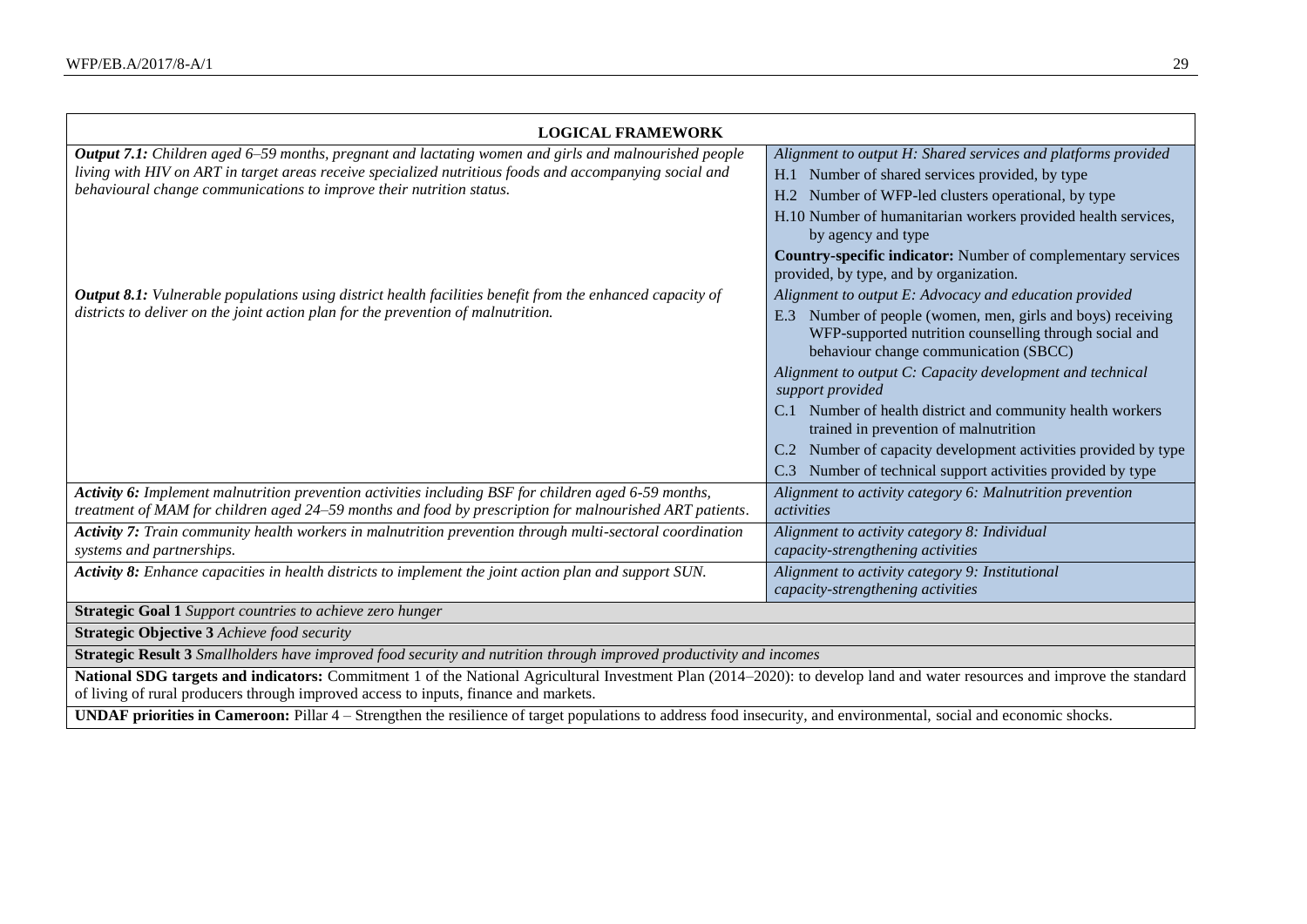| LOGICAL FRAMEWORK | |
|---|---|
| ***Output 7.1:*** *Children aged 6–59 months, pregnant and lactating women and girls and malnourished people living with HIV on ART in target areas receive specialized nutritious foods and accompanying social and behavioural change communications to improve their nutrition status.* | *Alignment to output H: Shared services and platforms provided*<br>H.1 Number of shared services provided, by type<br>H.2 Number of WFP-led clusters operational, by type<br>H.10 Number of humanitarian workers provided health services, by agency and type<br>**Country-specific indicator:** Number of complementary services provided, by type, and by organization. |
| ***Output 8.1:*** *Vulnerable populations using district health facilities benefit from the enhanced capacity of districts to deliver on the joint action plan for the prevention of malnutrition.* | *Alignment to output E: Advocacy and education provided*<br>E.3 Number of people (women, men, girls and boys) receiving WFP-supported nutrition counselling through social and behaviour change communication (SBCC)<br>*Alignment to output C: Capacity development and technical support provided*<br>C.1 Number of health district and community health workers trained in prevention of malnutrition<br>C.2 Number of capacity development activities provided by type<br>C.3 Number of technical support activities provided by type |
| ***Activity 6:*** *Implement malnutrition prevention activities including BSF for children aged 6-59 months, treatment of MAM for children aged 24–59 months and food by prescription for malnourished ART patients.* | *Alignment to activity category 6: Malnutrition prevention activities* |
| ***Activity 7:*** *Train community health workers in malnutrition prevention through multi-sectoral coordination systems and partnerships.* | *Alignment to activity category 8: Individual capacity-strengthening activities* |
| ***Activity 8:*** *Enhance capacities in health districts to implement the joint action plan and support SUN.* | *Alignment to activity category 9: Institutional capacity-strengthening activities* |
| **Strategic Goal 1** *Support countries to achieve zero hunger* | |
| **Strategic Objective 3** *Achieve food security* | |
| **Strategic Result 3** *Smallholders have improved food security and nutrition through improved productivity and incomes* | |
| **National SDG targets and indicators:** Commitment 1 of the National Agricultural Investment Plan (2014–2020): to develop land and water resources and improve the standard of living of rural producers through improved access to inputs, finance and markets. | |
| **UNDAF priorities in Cameroon:** Pillar 4 – Strengthen the resilience of target populations to address food insecurity, and environmental, social and economic shocks. | |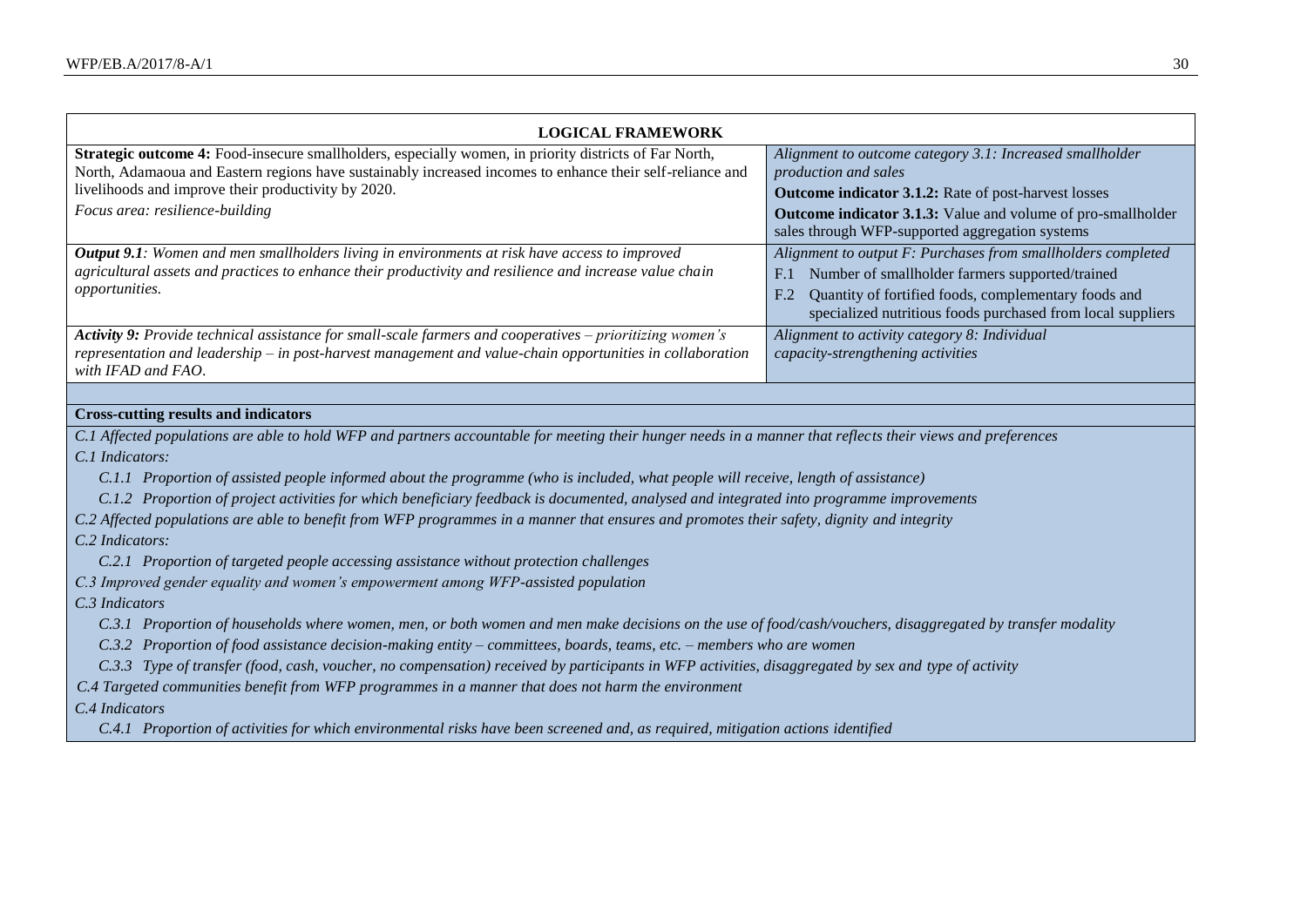| LOGICAL FRAMEWORK | |
|---|---|
| **Strategic outcome 4:** Food-insecure smallholders, especially women, in priority districts of Far North, North, Adamaoua and Eastern regions have sustainably increased incomes to enhance their self-reliance and livelihoods and improve their productivity by 2020.<br>*Focus area: resilience-building* | *Alignment to outcome category 3.1: Increased smallholder production and sales*<br>**Outcome indicator 3.1.2:** Rate of post-harvest losses<br>**Outcome indicator 3.1.3:** Value and volume of pro-smallholder sales through WFP-supported aggregation systems |
| ***Output 9.1****: Women and men smallholders living in environments at risk have access to improved agricultural assets and practices to enhance their productivity and resilience and increase value chain opportunities.* | *Alignment to output F: Purchases from smallholders completed*<br>F.1 Number of smallholder farmers supported/trained<br>F.2 Quantity of fortified foods, complementary foods and specialized nutritious foods purchased from local suppliers |
| ***Activity 9:*** *Provide technical assistance for small-scale farmers and cooperatives – prioritizing women's representation and leadership – in post-harvest management and value-chain opportunities in collaboration with IFAD and FAO.* | *Alignment to activity category 8: Individual capacity-strengthening activities* |

**Cross-cutting results and indicators**

*C.1 Affected populations are able to hold WFP and partners accountable for meeting their hunger needs in a manner that reflects their views and preferences*

*C.1 Indicators:*

- *C.1.1 Proportion of assisted people informed about the programme (who is included, what people will receive, length of assistance)*
- *C.1.2 Proportion of project activities for which beneficiary feedback is documented, analysed and integrated into programme improvements*

*C.2 Affected populations are able to benefit from WFP programmes in a manner that ensures and promotes their safety, dignity and integrity*

*C.2 Indicators:*

- *C.2.1 Proportion of targeted people accessing assistance without protection challenges*

*C.3 Improved gender equality and women's empowerment among WFP-assisted population*

*C.3 Indicators*

- *C.3.1 Proportion of households where women, men, or both women and men make decisions on the use of food/cash/vouchers, disaggregated by transfer modality*
- *C.3.2 Proportion of food assistance decision-making entity – committees, boards, teams, etc. – members who are women*
- *C.3.3 Type of transfer (food, cash, voucher, no compensation) received by participants in WFP activities, disaggregated by sex and type of activity*

*C.4 Targeted communities benefit from WFP programmes in a manner that does not harm the environment*

*C.4 Indicators*

- *C.4.1 Proportion of activities for which environmental risks have been screened and, as required, mitigation actions identified*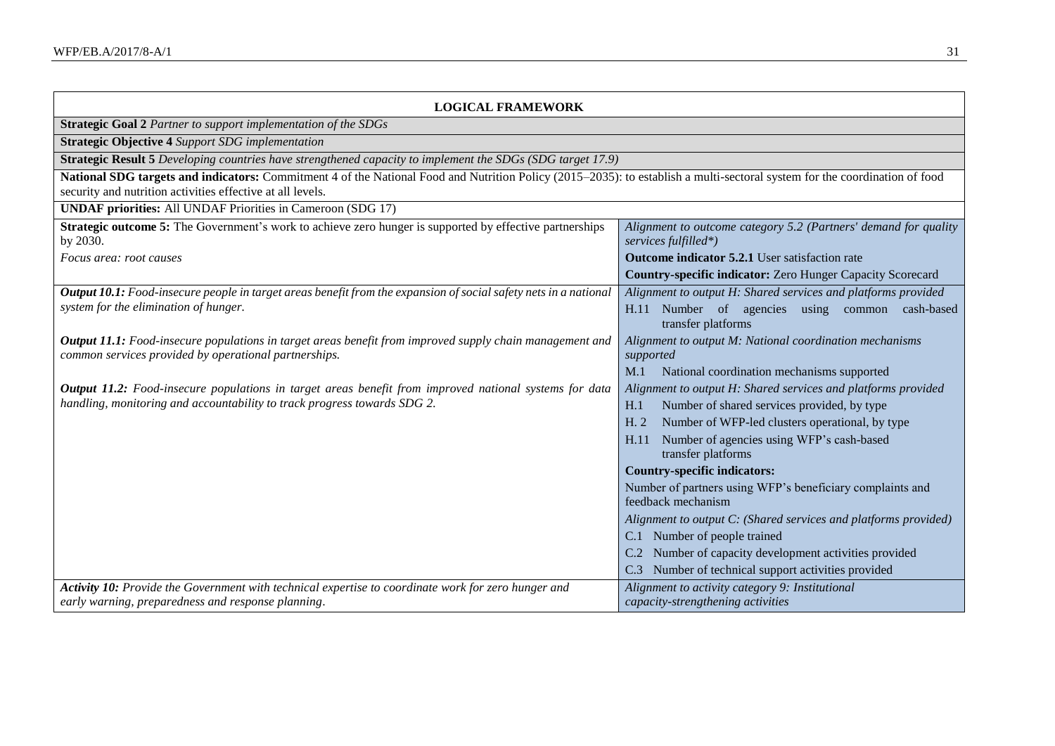| LOGICAL FRAMEWORK | |
|---|---|
| **Strategic Goal 2** *Partner to support implementation of the SDGs* | |
| **Strategic Objective 4** *Support SDG implementation* | |
| **Strategic Result 5** *Developing countries have strengthened capacity to implement the SDGs (SDG target 17.9)* | |
| **National SDG targets and indicators:** Commitment 4 of the National Food and Nutrition Policy (2015–2035): to establish a multi-sectoral system for the coordination of food security and nutrition activities effective at all levels. | |
| **UNDAF priorities:** All UNDAF Priorities in Cameroon (SDG 17) | |
| **Strategic outcome 5:** The Government's work to achieve zero hunger is supported by effective partnerships by 2030.<br>*Focus area: root causes* | *Alignment to outcome category 5.2 (Partners' demand for quality services fulfilled\*)*<br>**Outcome indicator 5.2.1** User satisfaction rate<br>**Country-specific indicator:** Zero Hunger Capacity Scorecard |
| ***Output 10.1:*** *Food-insecure people in target areas benefit from the expansion of social safety nets in a national system for the elimination of hunger.*<br><br>***Output 11.1:*** *Food-insecure populations in target areas benefit from improved supply chain management and common services provided by operational partnerships.*<br><br>***Output 11.2:*** *Food-insecure populations in target areas benefit from improved national systems for data handling, monitoring and accountability to track progress towards SDG 2.* | *Alignment to output H: Shared services and platforms provided*<br>H.11 Number of agencies using common cash-based transfer platforms<br>*Alignment to output M: National coordination mechanisms supported*<br>M.1 National coordination mechanisms supported<br>*Alignment to output H: Shared services and platforms provided*<br>H.1 Number of shared services provided, by type<br>H. 2 Number of WFP-led clusters operational, by type<br>H.11 Number of agencies using WFP's cash-based transfer platforms<br>**Country-specific indicators:**<br>Number of partners using WFP's beneficiary complaints and feedback mechanism<br>*Alignment to output C: (Shared services and platforms provided)*<br>C.1 Number of people trained<br>C.2 Number of capacity development activities provided<br>C.3 Number of technical support activities provided |
| ***Activity 10:*** *Provide the Government with technical expertise to coordinate work for zero hunger and early warning, preparedness and response planning.* | *Alignment to activity category 9: Institutional capacity-strengthening activities* |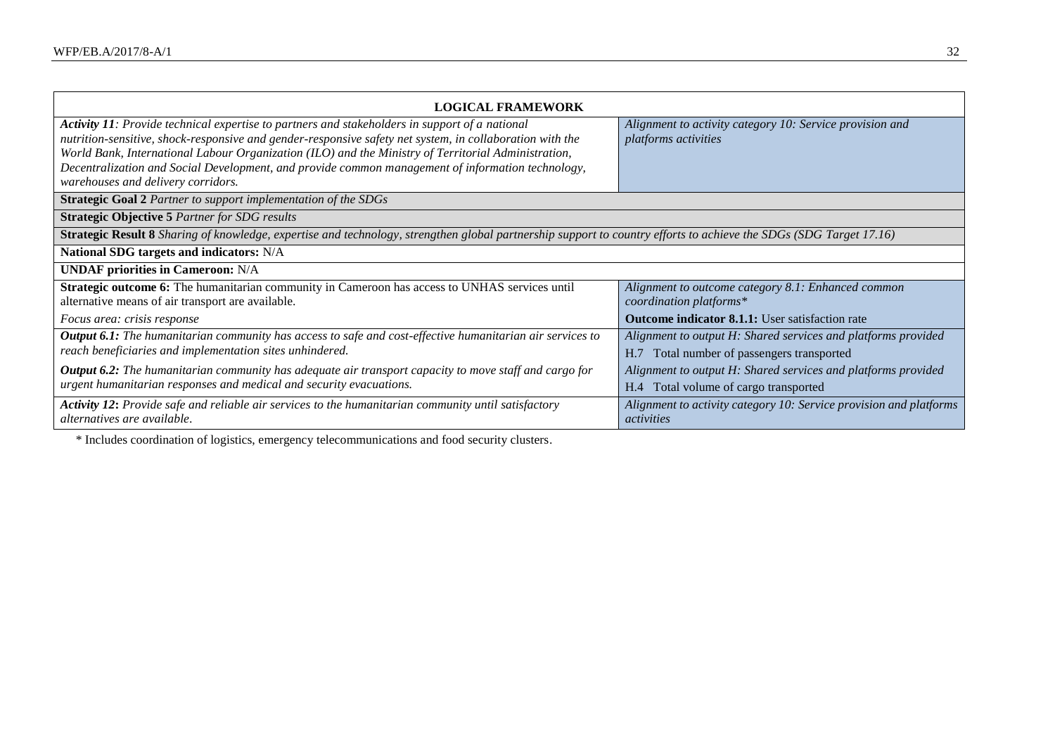| LOGICAL FRAMEWORK | |
|---|---|
| ***Activity 11**: Provide technical expertise to partners and stakeholders in support of a national nutrition-sensitive, shock-responsive and gender-responsive safety net system, in collaboration with the World Bank, International Labour Organization (ILO) and the Ministry of Territorial Administration, Decentralization and Social Development, and provide common management of information technology, warehouses and delivery corridors.* | *Alignment to activity category 10: Service provision and platforms activities* |
| **Strategic Goal 2** *Partner to support implementation of the SDGs* | |
| **Strategic Objective 5** *Partner for SDG results* | |
| **Strategic Result 8** *Sharing of knowledge, expertise and technology, strengthen global partnership support to country efforts to achieve the SDGs (SDG Target 17.16)* | |
| **National SDG targets and indicators:** N/A | |
| **UNDAF priorities in Cameroon:** N/A | |
| **Strategic outcome 6:** The humanitarian community in Cameroon has access to UNHAS services until alternative means of air transport are available. | *Alignment to outcome category 8.1: Enhanced common coordination platforms** |
| *Focus area: crisis response* | **Outcome indicator 8.1.1:** User satisfaction rate |
| ***Output 6.1:** The humanitarian community has access to safe and cost-effective humanitarian air services to reach beneficiaries and implementation sites unhindered.* | *Alignment to output H: Shared services and platforms provided*<br>H.7 Total number of passengers transported |
| ***Output 6.2:** The humanitarian community has adequate air transport capacity to move staff and cargo for urgent humanitarian responses and medical and security evacuations.* | *Alignment to output H: Shared services and platforms provided*<br>H.4 Total volume of cargo transported |
| ***Activity 12**: Provide safe and reliable air services to the humanitarian community until satisfactory alternatives are available.* | *Alignment to activity category 10: Service provision and platforms activities* |

\* Includes coordination of logistics, emergency telecommunications and food security clusters.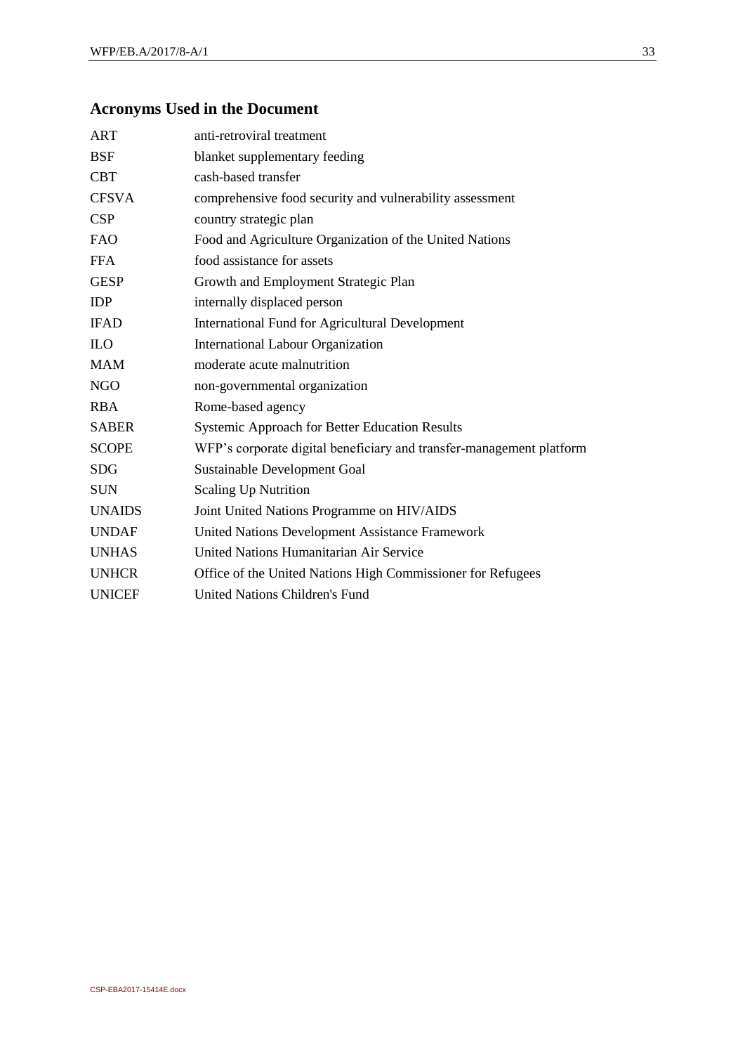## Acronyms Used in the Document

| | |
|---|---|
| ART | anti-retroviral treatment |
| BSF | blanket supplementary feeding |
| CBT | cash-based transfer |
| CFSVA | comprehensive food security and vulnerability assessment |
| CSP | country strategic plan |
| FAO | Food and Agriculture Organization of the United Nations |
| FFA | food assistance for assets |
| GESP | Growth and Employment Strategic Plan |
| IDP | internally displaced person |
| IFAD | International Fund for Agricultural Development |
| ILO | International Labour Organization |
| MAM | moderate acute malnutrition |
| NGO | non-governmental organization |
| RBA | Rome-based agency |
| SABER | Systemic Approach for Better Education Results |
| SCOPE | WFP's corporate digital beneficiary and transfer-management platform |
| SDG | Sustainable Development Goal |
| SUN | Scaling Up Nutrition |
| UNAIDS | Joint United Nations Programme on HIV/AIDS |
| UNDAF | United Nations Development Assistance Framework |
| UNHAS | United Nations Humanitarian Air Service |
| UNHCR | Office of the United Nations High Commissioner for Refugees |
| UNICEF | United Nations Children's Fund |